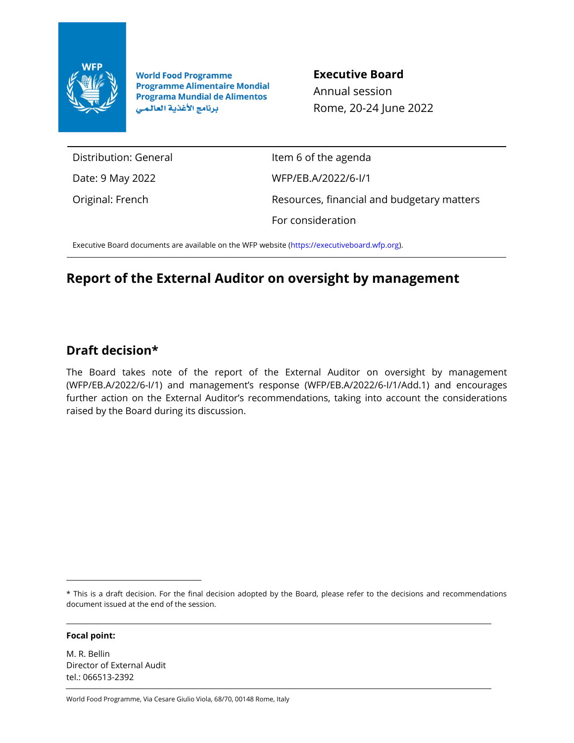World Food Programme
Programme Alimentaire Mondial
Programa Mundial de Alimentos
برنامج الأغذية العالمي

**Executive Board**
Annual session
Rome, 20-24 June 2022

| Distribution: General | Item 6 of the agenda |
|---|---|
| Date: 9 May 2022 | WFP/EB.A/2022/6-I/1 |
| Original: French | Resources, financial and budgetary matters |
| | For consideration |

Executive Board documents are available on the WFP website (https://executiveboard.wfp.org).

# Report of the External Auditor on oversight by management

## Draft decision*

The Board takes note of the report of the External Auditor on oversight by management (WFP/EB.A/2022/6-I/1) and management's response (WFP/EB.A/2022/6-I/1/Add.1) and encourages further action on the External Auditor's recommendations, taking into account the considerations raised by the Board during its discussion.

* This is a draft decision. For the final decision adopted by the Board, please refer to the decisions and recommendations document issued at the end of the session.

**Focal point:**

M. R. Bellin
Director of External Audit
tel.: 066513-2392

World Food Programme, Via Cesare Giulio Viola, 68/70, 00148 Rome, Italy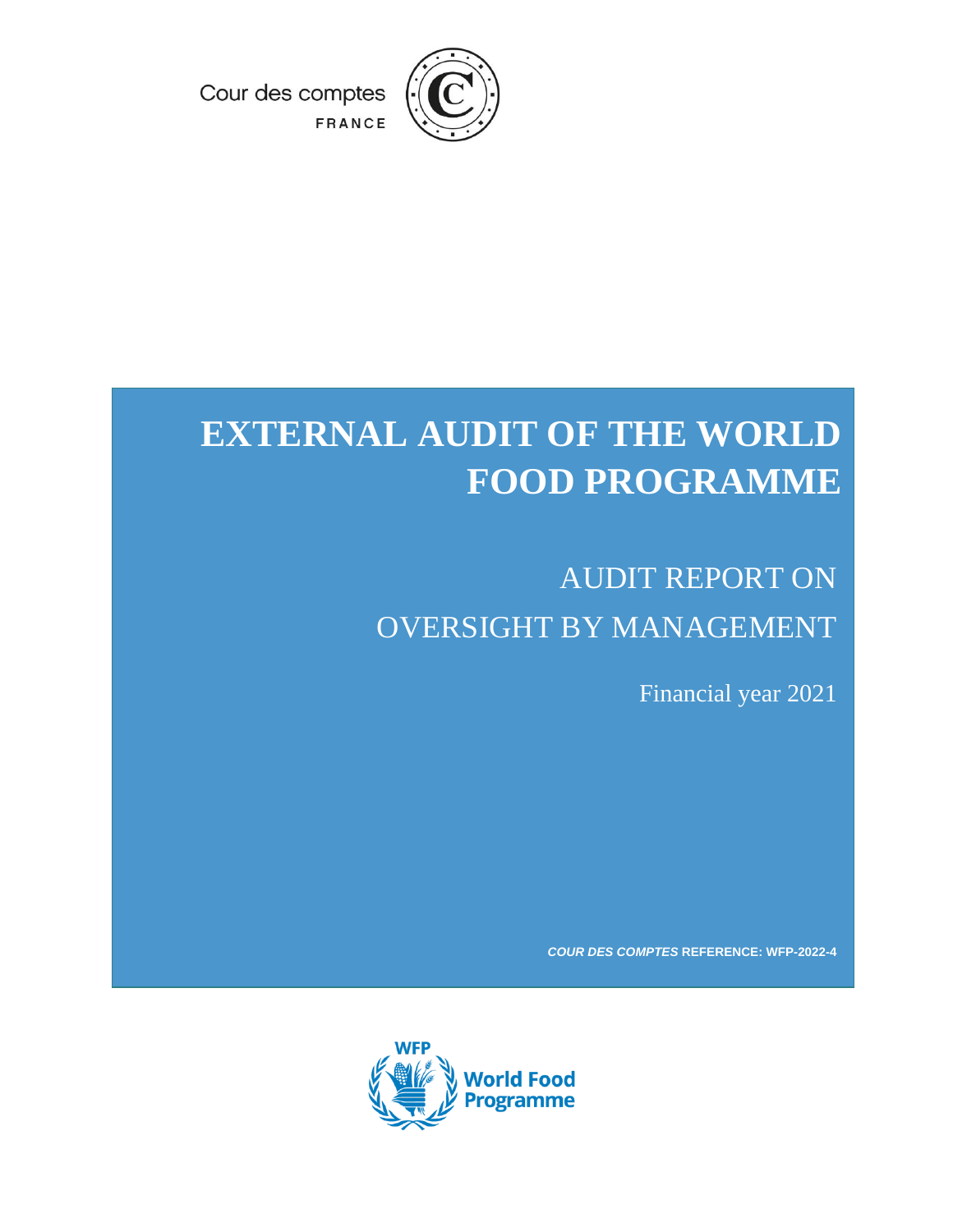Cour des comptes

FRANCE

# EXTERNAL AUDIT OF THE WORLD FOOD PROGRAMME

## AUDIT REPORT ON OVERSIGHT BY MANAGEMENT

Financial year 2021

***COUR DES COMPTES*** **REFERENCE: WFP-2022-4**

WFP

World Food Programme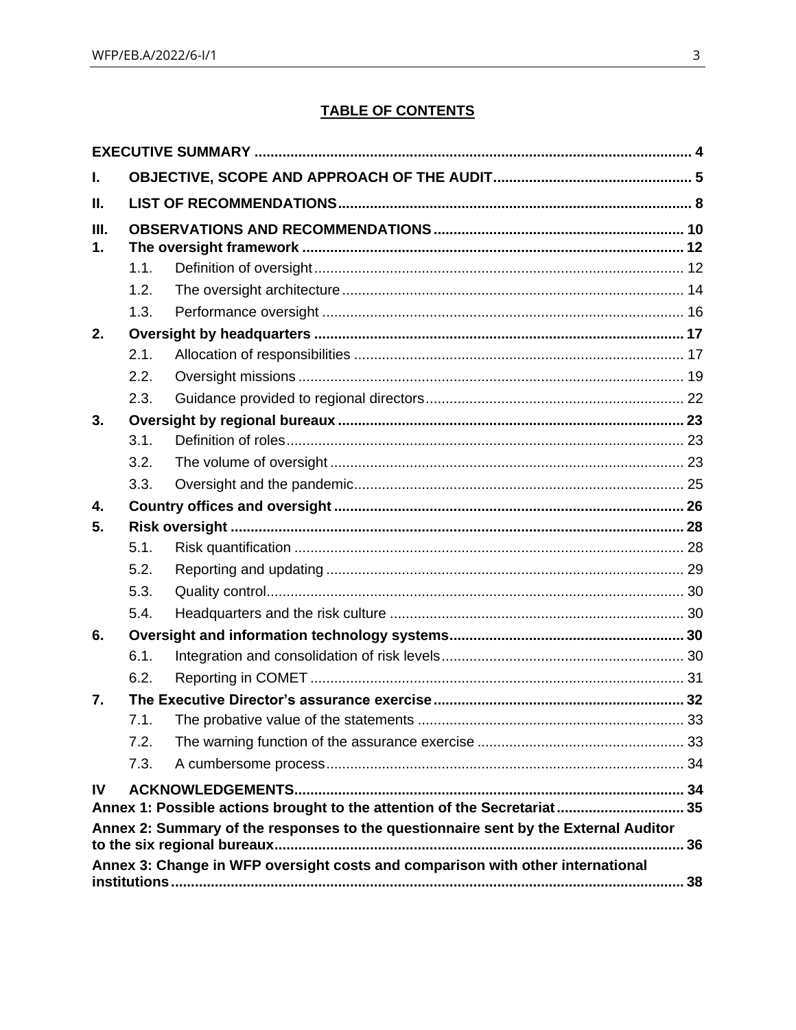# TABLE OF CONTENTS

| | | |
|---|---|---|
| **EXECUTIVE SUMMARY** | | **4** |
| **I.** | **OBJECTIVE, SCOPE AND APPROACH OF THE AUDIT** | **5** |
| **II.** | **LIST OF RECOMMENDATIONS** | **8** |
| **III.** | **OBSERVATIONS AND RECOMMENDATIONS** | **10** |
| **1.** | **The oversight framework** | **12** |
| 1.1. | Definition of oversight | 12 |
| 1.2. | The oversight architecture | 14 |
| 1.3. | Performance oversight | 16 |
| **2.** | **Oversight by headquarters** | **17** |
| 2.1. | Allocation of responsibilities | 17 |
| 2.2. | Oversight missions | 19 |
| 2.3. | Guidance provided to regional directors | 22 |
| **3.** | **Oversight by regional bureaux** | **23** |
| 3.1. | Definition of roles | 23 |
| 3.2. | The volume of oversight | 23 |
| 3.3. | Oversight and the pandemic | 25 |
| **4.** | **Country offices and oversight** | **26** |
| **5.** | **Risk oversight** | **28** |
| 5.1. | Risk quantification | 28 |
| 5.2. | Reporting and updating | 29 |
| 5.3. | Quality control | 30 |
| 5.4. | Headquarters and the risk culture | 30 |
| **6.** | **Oversight and information technology systems** | **30** |
| 6.1. | Integration and consolidation of risk levels | 30 |
| 6.2. | Reporting in COMET | 31 |
| **7.** | **The Executive Director's assurance exercise** | **32** |
| 7.1. | The probative value of the statements | 33 |
| 7.2. | The warning function of the assurance exercise | 33 |
| 7.3. | A cumbersome process | 34 |
| **IV** | **ACKNOWLEDGEMENTS** | **34** |
| **Annex 1: Possible actions brought to the attention of the Secretariat** | | **35** |
| **Annex 2: Summary of the responses to the questionnaire sent by the External Auditor to the six regional bureaux** | | **36** |
| **Annex 3: Change in WFP oversight costs and comparison with other international institutions** | | **38** |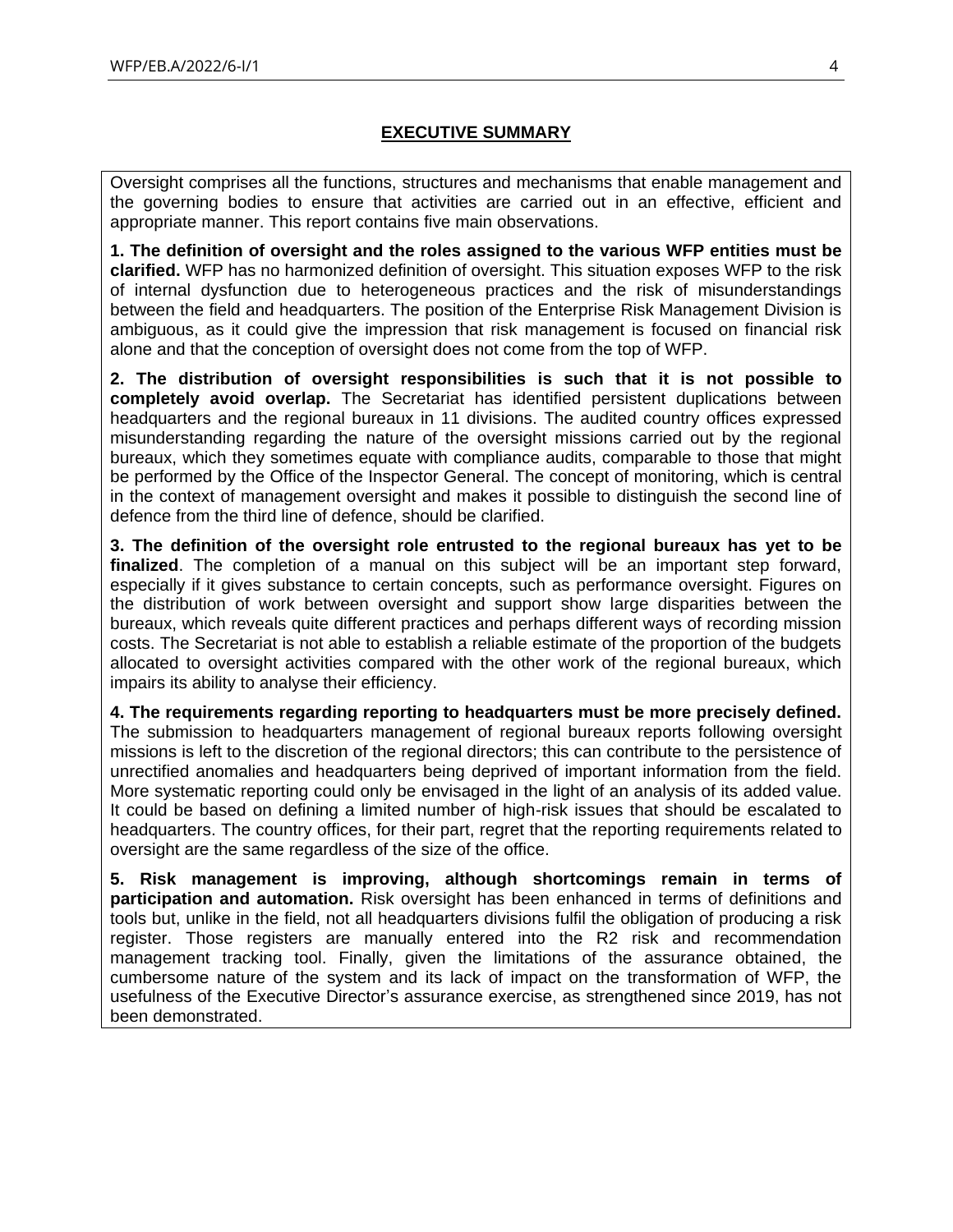## EXECUTIVE SUMMARY

Oversight comprises all the functions, structures and mechanisms that enable management and the governing bodies to ensure that activities are carried out in an effective, efficient and appropriate manner. This report contains five main observations.

**1. The definition of oversight and the roles assigned to the various WFP entities must be clarified.** WFP has no harmonized definition of oversight. This situation exposes WFP to the risk of internal dysfunction due to heterogeneous practices and the risk of misunderstandings between the field and headquarters. The position of the Enterprise Risk Management Division is ambiguous, as it could give the impression that risk management is focused on financial risk alone and that the conception of oversight does not come from the top of WFP.

**2. The distribution of oversight responsibilities is such that it is not possible to completely avoid overlap.** The Secretariat has identified persistent duplications between headquarters and the regional bureaux in 11 divisions. The audited country offices expressed misunderstanding regarding the nature of the oversight missions carried out by the regional bureaux, which they sometimes equate with compliance audits, comparable to those that might be performed by the Office of the Inspector General. The concept of monitoring, which is central in the context of management oversight and makes it possible to distinguish the second line of defence from the third line of defence, should be clarified.

**3. The definition of the oversight role entrusted to the regional bureaux has yet to be finalized**. The completion of a manual on this subject will be an important step forward, especially if it gives substance to certain concepts, such as performance oversight. Figures on the distribution of work between oversight and support show large disparities between the bureaux, which reveals quite different practices and perhaps different ways of recording mission costs. The Secretariat is not able to establish a reliable estimate of the proportion of the budgets allocated to oversight activities compared with the other work of the regional bureaux, which impairs its ability to analyse their efficiency.

**4. The requirements regarding reporting to headquarters must be more precisely defined.** The submission to headquarters management of regional bureaux reports following oversight missions is left to the discretion of the regional directors; this can contribute to the persistence of unrectified anomalies and headquarters being deprived of important information from the field. More systematic reporting could only be envisaged in the light of an analysis of its added value. It could be based on defining a limited number of high-risk issues that should be escalated to headquarters. The country offices, for their part, regret that the reporting requirements related to oversight are the same regardless of the size of the office.

**5. Risk management is improving, although shortcomings remain in terms of participation and automation.** Risk oversight has been enhanced in terms of definitions and tools but, unlike in the field, not all headquarters divisions fulfil the obligation of producing a risk register. Those registers are manually entered into the R2 risk and recommendation management tracking tool. Finally, given the limitations of the assurance obtained, the cumbersome nature of the system and its lack of impact on the transformation of WFP, the usefulness of the Executive Director's assurance exercise, as strengthened since 2019, has not been demonstrated.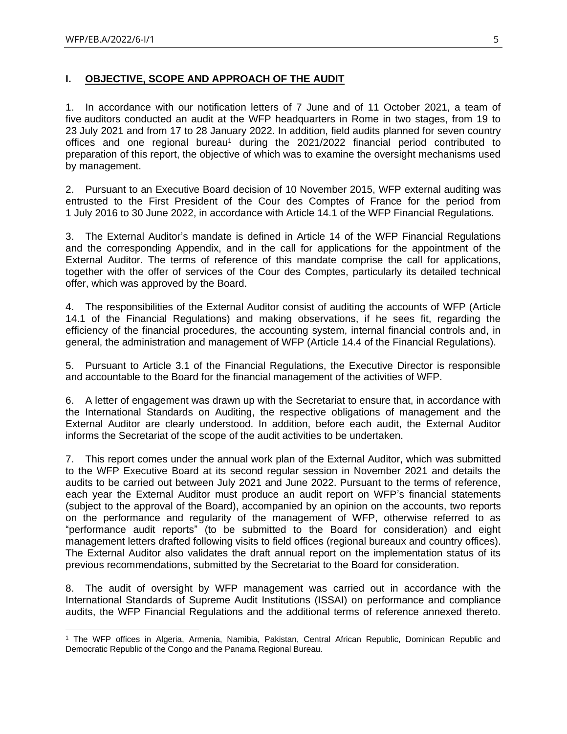# I. OBJECTIVE, SCOPE AND APPROACH OF THE AUDIT

1. In accordance with our notification letters of 7 June and of 11 October 2021, a team of five auditors conducted an audit at the WFP headquarters in Rome in two stages, from 19 to 23 July 2021 and from 17 to 28 January 2022. In addition, field audits planned for seven country offices and one regional bureau[1] during the 2021/2022 financial period contributed to preparation of this report, the objective of which was to examine the oversight mechanisms used by management.

2. Pursuant to an Executive Board decision of 10 November 2015, WFP external auditing was entrusted to the First President of the Cour des Comptes of France for the period from 1 July 2016 to 30 June 2022, in accordance with Article 14.1 of the WFP Financial Regulations.

3. The External Auditor's mandate is defined in Article 14 of the WFP Financial Regulations and the corresponding Appendix, and in the call for applications for the appointment of the External Auditor. The terms of reference of this mandate comprise the call for applications, together with the offer of services of the Cour des Comptes, particularly its detailed technical offer, which was approved by the Board.

4. The responsibilities of the External Auditor consist of auditing the accounts of WFP (Article 14.1 of the Financial Regulations) and making observations, if he sees fit, regarding the efficiency of the financial procedures, the accounting system, internal financial controls and, in general, the administration and management of WFP (Article 14.4 of the Financial Regulations).

5. Pursuant to Article 3.1 of the Financial Regulations, the Executive Director is responsible and accountable to the Board for the financial management of the activities of WFP.

6. A letter of engagement was drawn up with the Secretariat to ensure that, in accordance with the International Standards on Auditing, the respective obligations of management and the External Auditor are clearly understood. In addition, before each audit, the External Auditor informs the Secretariat of the scope of the audit activities to be undertaken.

7. This report comes under the annual work plan of the External Auditor, which was submitted to the WFP Executive Board at its second regular session in November 2021 and details the audits to be carried out between July 2021 and June 2022. Pursuant to the terms of reference, each year the External Auditor must produce an audit report on WFP's financial statements (subject to the approval of the Board), accompanied by an opinion on the accounts, two reports on the performance and regularity of the management of WFP, otherwise referred to as "performance audit reports" (to be submitted to the Board for consideration) and eight management letters drafted following visits to field offices (regional bureaux and country offices). The External Auditor also validates the draft annual report on the implementation status of its previous recommendations, submitted by the Secretariat to the Board for consideration.

8. The audit of oversight by WFP management was carried out in accordance with the International Standards of Supreme Audit Institutions (ISSAI) on performance and compliance audits, the WFP Financial Regulations and the additional terms of reference annexed thereto.

[1] The WFP offices in Algeria, Armenia, Namibia, Pakistan, Central African Republic, Dominican Republic and Democratic Republic of the Congo and the Panama Regional Bureau.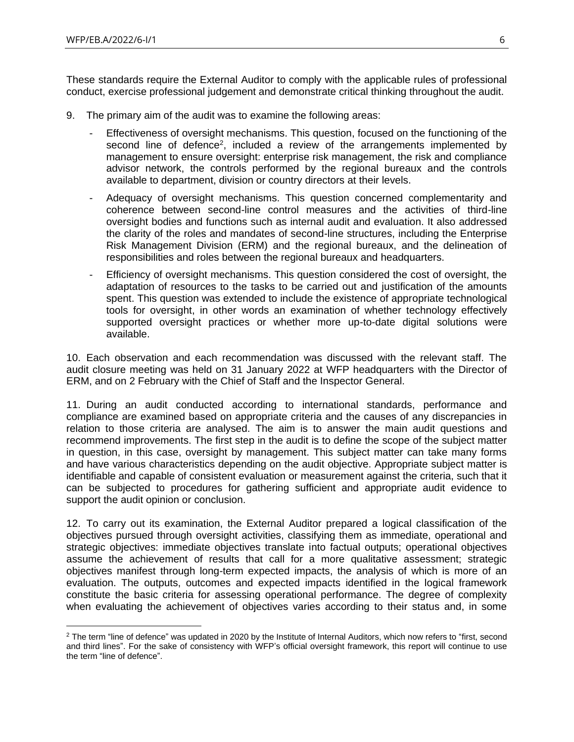These standards require the External Auditor to comply with the applicable rules of professional conduct, exercise professional judgement and demonstrate critical thinking throughout the audit.

9. The primary aim of the audit was to examine the following areas:

- Effectiveness of oversight mechanisms. This question, focused on the functioning of the second line of defence[2], included a review of the arrangements implemented by management to ensure oversight: enterprise risk management, the risk and compliance advisor network, the controls performed by the regional bureaux and the controls available to department, division or country directors at their levels.
- Adequacy of oversight mechanisms. This question concerned complementarity and coherence between second-line control measures and the activities of third-line oversight bodies and functions such as internal audit and evaluation. It also addressed the clarity of the roles and mandates of second-line structures, including the Enterprise Risk Management Division (ERM) and the regional bureaux, and the delineation of responsibilities and roles between the regional bureaux and headquarters.
- Efficiency of oversight mechanisms. This question considered the cost of oversight, the adaptation of resources to the tasks to be carried out and justification of the amounts spent. This question was extended to include the existence of appropriate technological tools for oversight, in other words an examination of whether technology effectively supported oversight practices or whether more up-to-date digital solutions were available.

10. Each observation and each recommendation was discussed with the relevant staff. The audit closure meeting was held on 31 January 2022 at WFP headquarters with the Director of ERM, and on 2 February with the Chief of Staff and the Inspector General.

11. During an audit conducted according to international standards, performance and compliance are examined based on appropriate criteria and the causes of any discrepancies in relation to those criteria are analysed. The aim is to answer the main audit questions and recommend improvements. The first step in the audit is to define the scope of the subject matter in question, in this case, oversight by management. This subject matter can take many forms and have various characteristics depending on the audit objective. Appropriate subject matter is identifiable and capable of consistent evaluation or measurement against the criteria, such that it can be subjected to procedures for gathering sufficient and appropriate audit evidence to support the audit opinion or conclusion.

12. To carry out its examination, the External Auditor prepared a logical classification of the objectives pursued through oversight activities, classifying them as immediate, operational and strategic objectives: immediate objectives translate into factual outputs; operational objectives assume the achievement of results that call for a more qualitative assessment; strategic objectives manifest through long-term expected impacts, the analysis of which is more of an evaluation. The outputs, outcomes and expected impacts identified in the logical framework constitute the basic criteria for assessing operational performance. The degree of complexity when evaluating the achievement of objectives varies according to their status and, in some

[2] The term "line of defence" was updated in 2020 by the Institute of Internal Auditors, which now refers to "first, second and third lines". For the sake of consistency with WFP's official oversight framework, this report will continue to use the term "line of defence".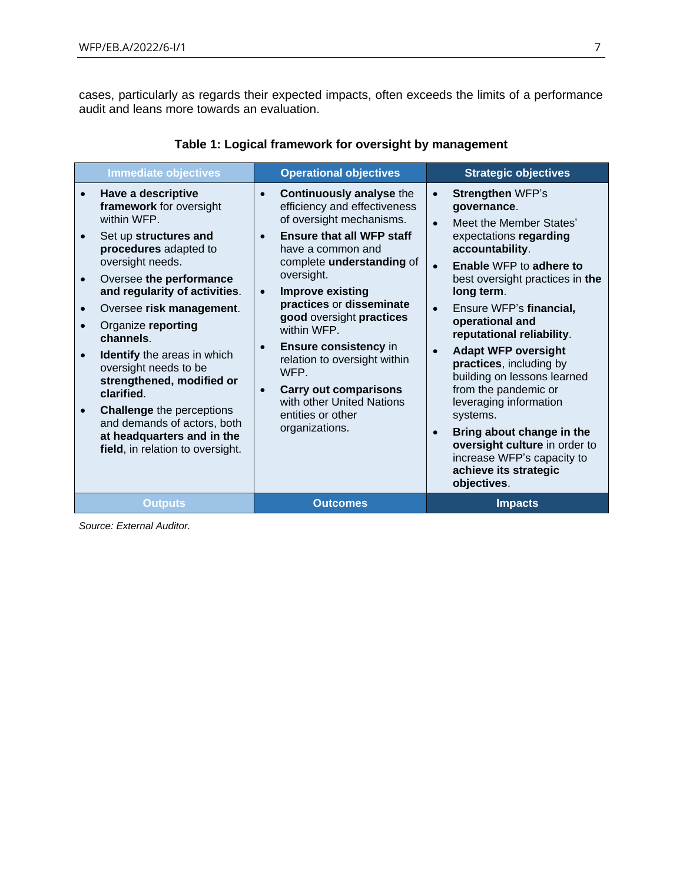cases, particularly as regards their expected impacts, often exceeds the limits of a performance audit and leans more towards an evaluation.

**Table 1: Logical framework for oversight by management**

| Immediate objectives | Operational objectives | Strategic objectives |
|---|---|---|
| • **Have a descriptive framework** for oversight within WFP.<br>• Set up **structures and procedures** adapted to oversight needs.<br>• Oversee **the performance and regularity of activities**.<br>• Oversee **risk management**.<br>• Organize **reporting channels**.<br>• **Identify** the areas in which oversight needs to be **strengthened, modified or clarified**.<br>• **Challenge** the perceptions and demands of actors, both **at headquarters and in the field**, in relation to oversight. | • **Continuously analyse** the efficiency and effectiveness of oversight mechanisms.<br>• **Ensure that all WFP staff** have a common and complete **understanding** of oversight.<br>• **Improve existing practices** or **disseminate good** oversight **practices** within WFP.<br>• **Ensure consistency** in relation to oversight within WFP.<br>• **Carry out comparisons** with other United Nations entities or other organizations. | • **Strengthen** WFP's **governance**.<br>• Meet the Member States' expectations **regarding accountability**.<br>• **Enable** WFP to **adhere to** best oversight practices in **the long term**.<br>• Ensure WFP's **financial, operational and reputational reliability**.<br>• **Adapt WFP oversight practices**, including by building on lessons learned from the pandemic or leveraging information systems.<br>• **Bring about change in the oversight culture** in order to increase WFP's capacity to **achieve its strategic objectives**. |
| Outputs | Outcomes | Impacts |

*Source: External Auditor.*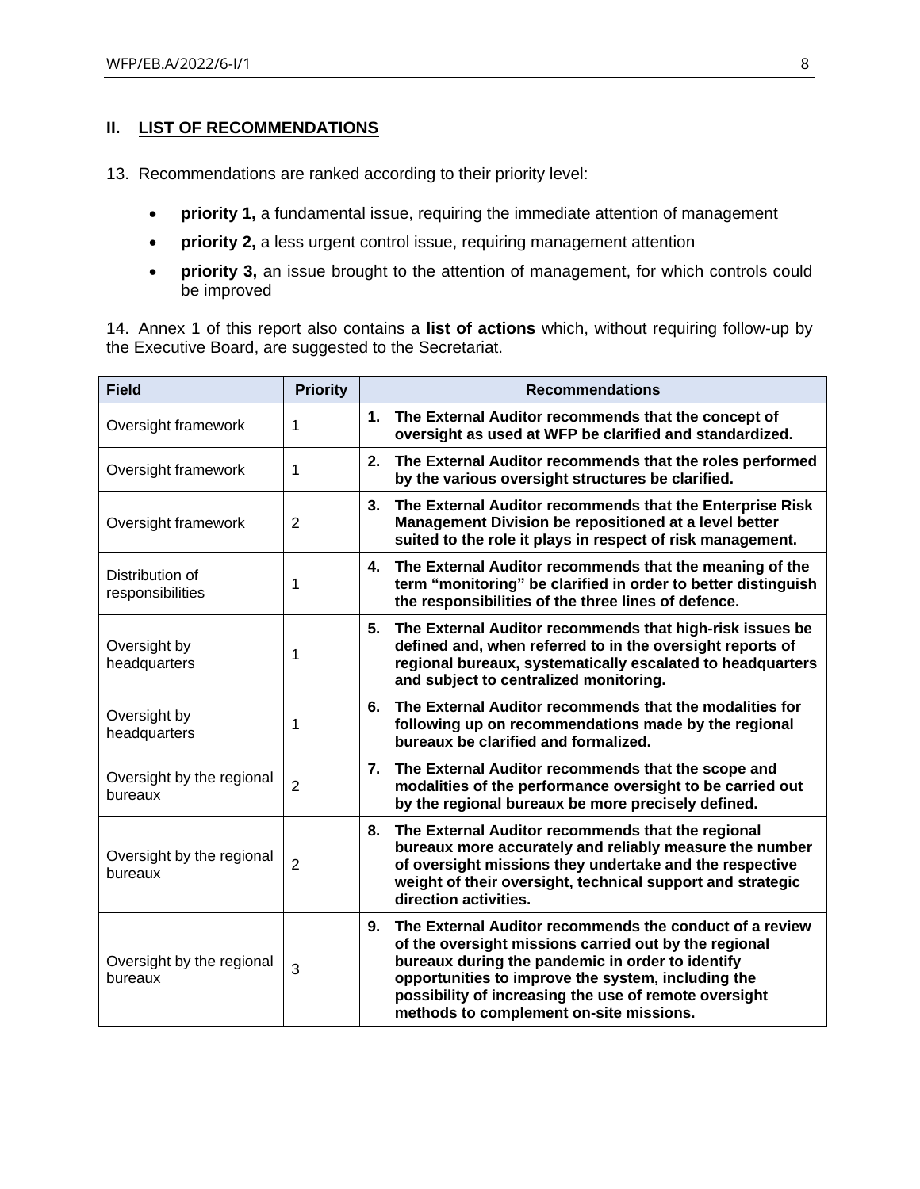## II. LIST OF RECOMMENDATIONS

13. Recommendations are ranked according to their priority level:

- **priority 1,** a fundamental issue, requiring the immediate attention of management
- **priority 2,** a less urgent control issue, requiring management attention
- **priority 3,** an issue brought to the attention of management, for which controls could be improved

14. Annex 1 of this report also contains a **list of actions** which, without requiring follow-up by the Executive Board, are suggested to the Secretariat.

| Field | Priority | Recommendations |
|---|---|---|
| Oversight framework | 1 | **1. The External Auditor recommends that the concept of oversight as used at WFP be clarified and standardized.** |
| Oversight framework | 1 | **2. The External Auditor recommends that the roles performed by the various oversight structures be clarified.** |
| Oversight framework | 2 | **3. The External Auditor recommends that the Enterprise Risk Management Division be repositioned at a level better suited to the role it plays in respect of risk management.** |
| Distribution of responsibilities | 1 | **4. The External Auditor recommends that the meaning of the term "monitoring" be clarified in order to better distinguish the responsibilities of the three lines of defence.** |
| Oversight by headquarters | 1 | **5. The External Auditor recommends that high-risk issues be defined and, when referred to in the oversight reports of regional bureaux, systematically escalated to headquarters and subject to centralized monitoring.** |
| Oversight by headquarters | 1 | **6. The External Auditor recommends that the modalities for following up on recommendations made by the regional bureaux be clarified and formalized.** |
| Oversight by the regional bureaux | 2 | **7. The External Auditor recommends that the scope and modalities of the performance oversight to be carried out by the regional bureaux be more precisely defined.** |
| Oversight by the regional bureaux | 2 | **8. The External Auditor recommends that the regional bureaux more accurately and reliably measure the number of oversight missions they undertake and the respective weight of their oversight, technical support and strategic direction activities.** |
| Oversight by the regional bureaux | 3 | **9. The External Auditor recommends the conduct of a review of the oversight missions carried out by the regional bureaux during the pandemic in order to identify opportunities to improve the system, including the possibility of increasing the use of remote oversight methods to complement on-site missions.** |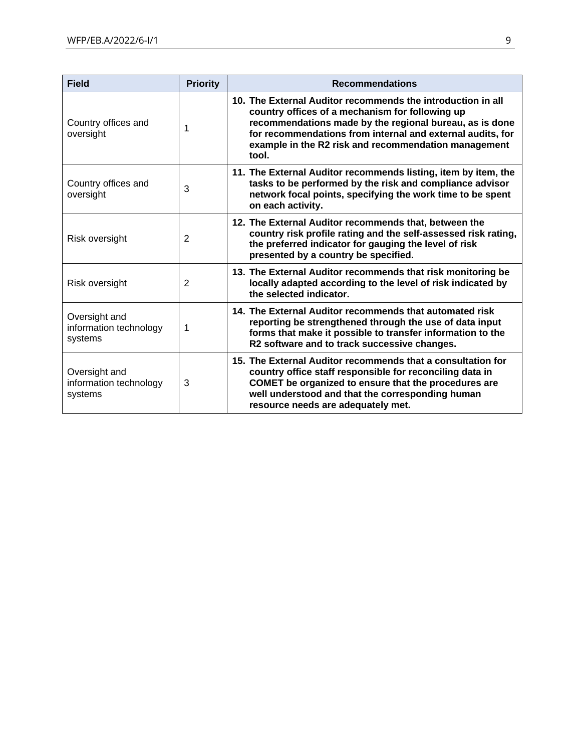| Field | Priority | Recommendations |
|---|---|---|
| Country offices and oversight | 1 | **10. The External Auditor recommends the introduction in all country offices of a mechanism for following up recommendations made by the regional bureau, as is done for recommendations from internal and external audits, for example in the R2 risk and recommendation management tool.** |
| Country offices and oversight | 3 | **11. The External Auditor recommends listing, item by item, the tasks to be performed by the risk and compliance advisor network focal points, specifying the work time to be spent on each activity.** |
| Risk oversight | 2 | **12. The External Auditor recommends that, between the country risk profile rating and the self-assessed risk rating, the preferred indicator for gauging the level of risk presented by a country be specified.** |
| Risk oversight | 2 | **13. The External Auditor recommends that risk monitoring be locally adapted according to the level of risk indicated by the selected indicator.** |
| Oversight and information technology systems | 1 | **14. The External Auditor recommends that automated risk reporting be strengthened through the use of data input forms that make it possible to transfer information to the R2 software and to track successive changes.** |
| Oversight and information technology systems | 3 | **15. The External Auditor recommends that a consultation for country office staff responsible for reconciling data in COMET be organized to ensure that the procedures are well understood and that the corresponding human resource needs are adequately met.** |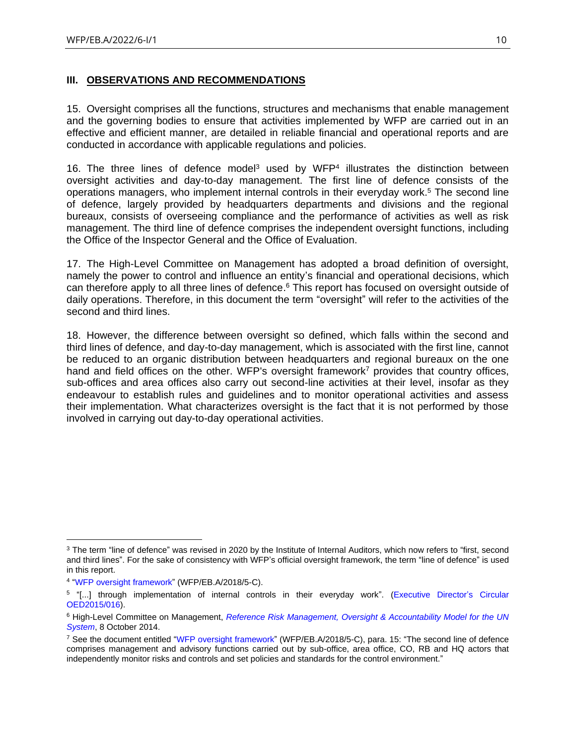## III. OBSERVATIONS AND RECOMMENDATIONS

15. Oversight comprises all the functions, structures and mechanisms that enable management and the governing bodies to ensure that activities implemented by WFP are carried out in an effective and efficient manner, are detailed in reliable financial and operational reports and are conducted in accordance with applicable regulations and policies.

16. The three lines of defence model[3] used by WFP[4] illustrates the distinction between oversight activities and day-to-day management. The first line of defence consists of the operations managers, who implement internal controls in their everyday work.[5] The second line of defence, largely provided by headquarters departments and divisions and the regional bureaux, consists of overseeing compliance and the performance of activities as well as risk management. The third line of defence comprises the independent oversight functions, including the Office of the Inspector General and the Office of Evaluation.

17. The High-Level Committee on Management has adopted a broad definition of oversight, namely the power to control and influence an entity's financial and operational decisions, which can therefore apply to all three lines of defence.[6] This report has focused on oversight outside of daily operations. Therefore, in this document the term "oversight" will refer to the activities of the second and third lines.

18. However, the difference between oversight so defined, which falls within the second and third lines of defence, and day-to-day management, which is associated with the first line, cannot be reduced to an organic distribution between headquarters and regional bureaux on the one hand and field offices on the other. WFP's oversight framework[7] provides that country offices, sub-offices and area offices also carry out second-line activities at their level, insofar as they endeavour to establish rules and guidelines and to monitor operational activities and assess their implementation. What characterizes oversight is the fact that it is not performed by those involved in carrying out day-to-day operational activities.

---

[3] The term "line of defence" was revised in 2020 by the Institute of Internal Auditors, which now refers to "first, second and third lines". For the sake of consistency with WFP's official oversight framework, the term "line of defence" is used in this report.

[4] "WFP oversight framework" (WFP/EB.A/2018/5-C).

[5] "[...] through implementation of internal controls in their everyday work". (Executive Director's Circular OED2015/016).

[6] High-Level Committee on Management, *Reference Risk Management, Oversight & Accountability Model for the UN System*, 8 October 2014.

[7] See the document entitled "WFP oversight framework" (WFP/EB.A/2018/5-C), para. 15: "The second line of defence comprises management and advisory functions carried out by sub-office, area office, CO, RB and HQ actors that independently monitor risks and controls and set policies and standards for the control environment."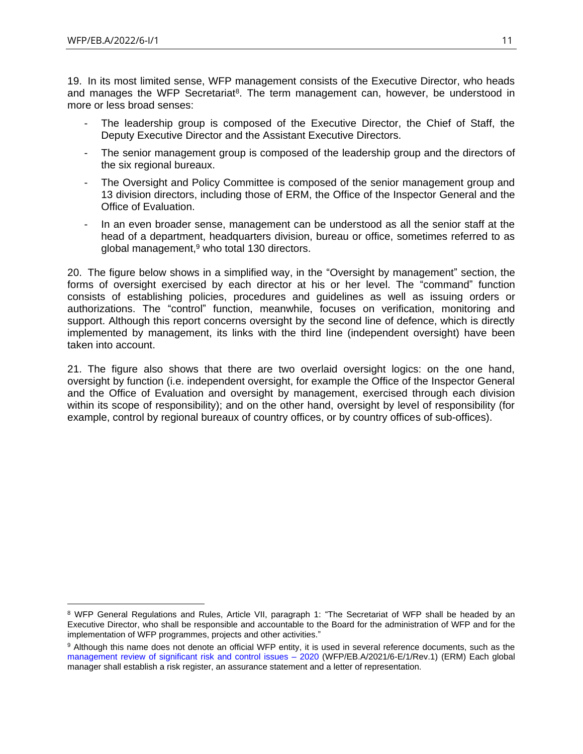19. In its most limited sense, WFP management consists of the Executive Director, who heads and manages the WFP Secretariat[8]. The term management can, however, be understood in more or less broad senses:

- The leadership group is composed of the Executive Director, the Chief of Staff, the Deputy Executive Director and the Assistant Executive Directors.
- The senior management group is composed of the leadership group and the directors of the six regional bureaux.
- The Oversight and Policy Committee is composed of the senior management group and 13 division directors, including those of ERM, the Office of the Inspector General and the Office of Evaluation.
- In an even broader sense, management can be understood as all the senior staff at the head of a department, headquarters division, bureau or office, sometimes referred to as global management,[9] who total 130 directors.

20. The figure below shows in a simplified way, in the "Oversight by management" section, the forms of oversight exercised by each director at his or her level. The "command" function consists of establishing policies, procedures and guidelines as well as issuing orders or authorizations. The "control" function, meanwhile, focuses on verification, monitoring and support. Although this report concerns oversight by the second line of defence, which is directly implemented by management, its links with the third line (independent oversight) have been taken into account.

21. The figure also shows that there are two overlaid oversight logics: on the one hand, oversight by function (i.e. independent oversight, for example the Office of the Inspector General and the Office of Evaluation and oversight by management, exercised through each division within its scope of responsibility); and on the other hand, oversight by level of responsibility (for example, control by regional bureaux of country offices, or by country offices of sub-offices).

---

[8] WFP General Regulations and Rules, Article VII, paragraph 1: "The Secretariat of WFP shall be headed by an Executive Director, who shall be responsible and accountable to the Board for the administration of WFP and for the implementation of WFP programmes, projects and other activities."

[9] Although this name does not denote an official WFP entity, it is used in several reference documents, such as the management review of significant risk and control issues – 2020 (WFP/EB.A/2021/6-E/1/Rev.1) (ERM) Each global manager shall establish a risk register, an assurance statement and a letter of representation.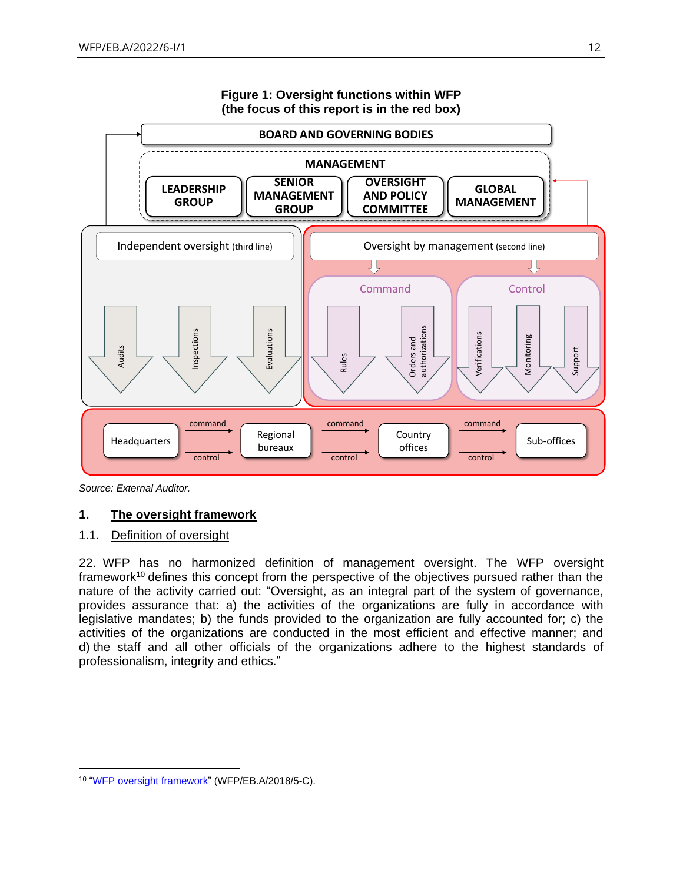**Figure 1: Oversight functions within WFP**
**(the focus of this report is in the red box)**

BOARD AND GOVERNING BODIES

MANAGEMENT: LEADERSHIP GROUP | SENIOR MANAGEMENT GROUP | OVERSIGHT AND POLICY COMMITTEE | GLOBAL MANAGEMENT

Independent oversight (third line): Audits, Inspections, Evaluations

Oversight by management (second line):
- Command: Rules, Orders and authorizations
- Control: Verifications, Monitoring, Support

Headquarters → (command / control) → Regional bureaux → (command / control) → Country offices → (command / control) → Sub-offices

*Source: External Auditor.*

## 1. The oversight framework

### 1.1. Definition of oversight

22. WFP has no harmonized definition of management oversight. The WFP oversight framework[10] defines this concept from the perspective of the objectives pursued rather than the nature of the activity carried out: "Oversight, as an integral part of the system of governance, provides assurance that: a) the activities of the organizations are fully in accordance with legislative mandates; b) the funds provided to the organization are fully accounted for; c) the activities of the organizations are conducted in the most efficient and effective manner; and d) the staff and all other officials of the organizations adhere to the highest standards of professionalism, integrity and ethics."

---

[10] "WFP oversight framework" (WFP/EB.A/2018/5-C).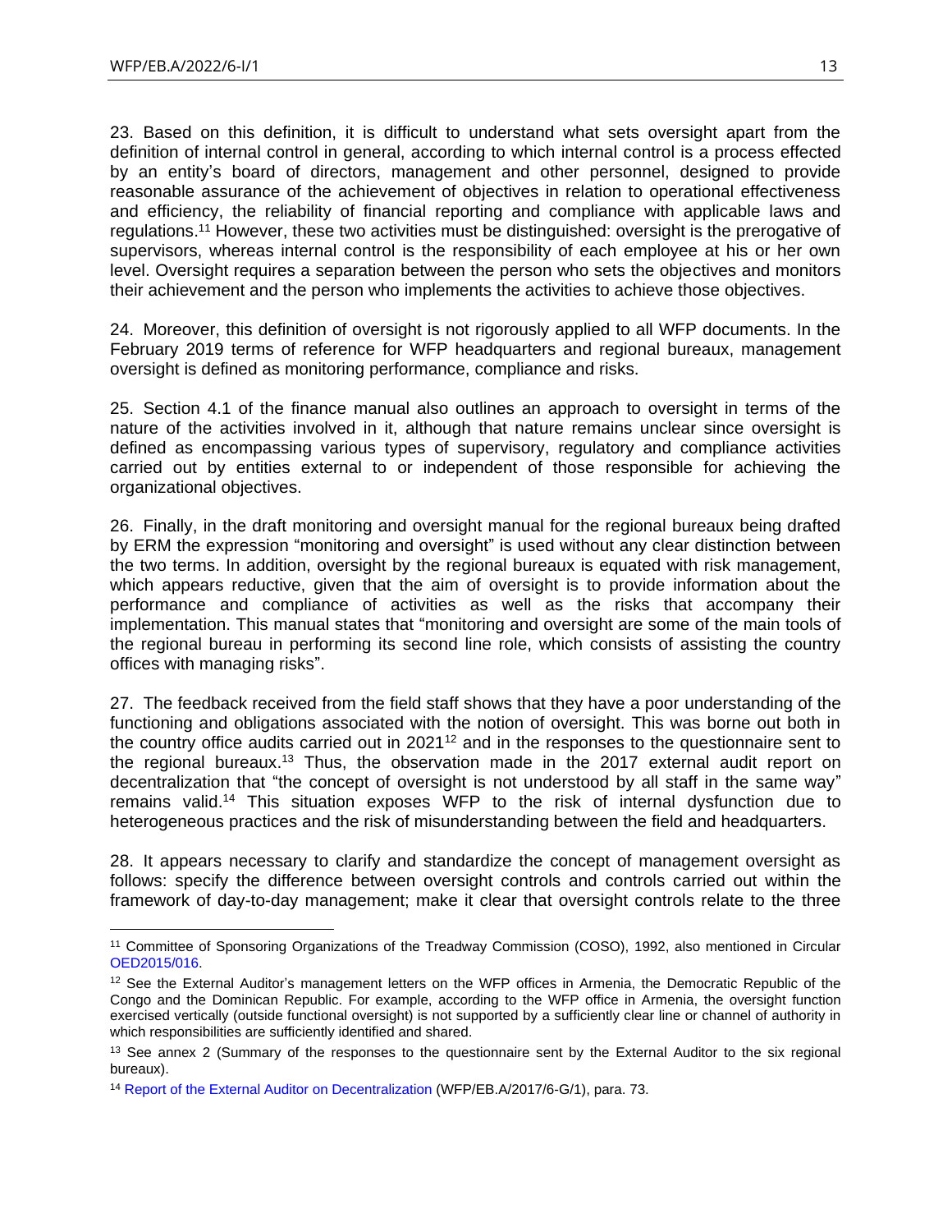23. Based on this definition, it is difficult to understand what sets oversight apart from the definition of internal control in general, according to which internal control is a process effected by an entity's board of directors, management and other personnel, designed to provide reasonable assurance of the achievement of objectives in relation to operational effectiveness and efficiency, the reliability of financial reporting and compliance with applicable laws and regulations.[11] However, these two activities must be distinguished: oversight is the prerogative of supervisors, whereas internal control is the responsibility of each employee at his or her own level. Oversight requires a separation between the person who sets the objectives and monitors their achievement and the person who implements the activities to achieve those objectives.

24. Moreover, this definition of oversight is not rigorously applied to all WFP documents. In the February 2019 terms of reference for WFP headquarters and regional bureaux, management oversight is defined as monitoring performance, compliance and risks.

25. Section 4.1 of the finance manual also outlines an approach to oversight in terms of the nature of the activities involved in it, although that nature remains unclear since oversight is defined as encompassing various types of supervisory, regulatory and compliance activities carried out by entities external to or independent of those responsible for achieving the organizational objectives.

26. Finally, in the draft monitoring and oversight manual for the regional bureaux being drafted by ERM the expression "monitoring and oversight" is used without any clear distinction between the two terms. In addition, oversight by the regional bureaux is equated with risk management, which appears reductive, given that the aim of oversight is to provide information about the performance and compliance of activities as well as the risks that accompany their implementation. This manual states that "monitoring and oversight are some of the main tools of the regional bureau in performing its second line role, which consists of assisting the country offices with managing risks".

27. The feedback received from the field staff shows that they have a poor understanding of the functioning and obligations associated with the notion of oversight. This was borne out both in the country office audits carried out in 2021[12] and in the responses to the questionnaire sent to the regional bureaux.[13] Thus, the observation made in the 2017 external audit report on decentralization that "the concept of oversight is not understood by all staff in the same way" remains valid.[14] This situation exposes WFP to the risk of internal dysfunction due to heterogeneous practices and the risk of misunderstanding between the field and headquarters.

28. It appears necessary to clarify and standardize the concept of management oversight as follows: specify the difference between oversight controls and controls carried out within the framework of day-to-day management; make it clear that oversight controls relate to the three

---

[11] Committee of Sponsoring Organizations of the Treadway Commission (COSO), 1992, also mentioned in Circular OED2015/016.

[12] See the External Auditor's management letters on the WFP offices in Armenia, the Democratic Republic of the Congo and the Dominican Republic. For example, according to the WFP office in Armenia, the oversight function exercised vertically (outside functional oversight) is not supported by a sufficiently clear line or channel of authority in which responsibilities are sufficiently identified and shared.

[13] See annex 2 (Summary of the responses to the questionnaire sent by the External Auditor to the six regional bureaux).

[14] Report of the External Auditor on Decentralization (WFP/EB.A/2017/6-G/1), para. 73.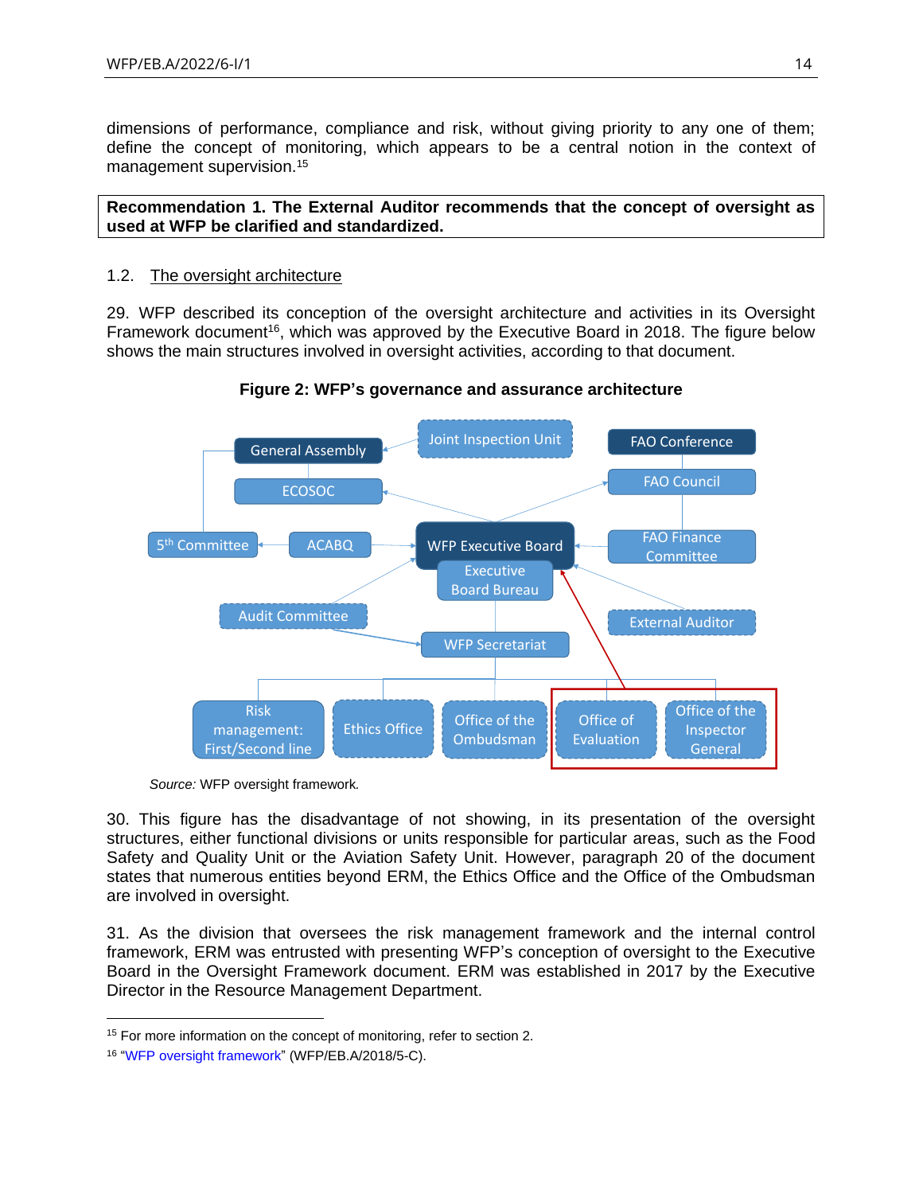dimensions of performance, compliance and risk, without giving priority to any one of them; define the concept of monitoring, which appears to be a central notion in the context of management supervision.[15]

**Recommendation 1. The External Auditor recommends that the concept of oversight as used at WFP be clarified and standardized.**

### 1.2. The oversight architecture

29. WFP described its conception of the oversight architecture and activities in its Oversight Framework document[16], which was approved by the Executive Board in 2018. The figure below shows the main structures involved in oversight activities, according to that document.

**Figure 2: WFP's governance and assurance architecture**

*Source:* WFP oversight framework.

30. This figure has the disadvantage of not showing, in its presentation of the oversight structures, either functional divisions or units responsible for particular areas, such as the Food Safety and Quality Unit or the Aviation Safety Unit. However, paragraph 20 of the document states that numerous entities beyond ERM, the Ethics Office and the Office of the Ombudsman are involved in oversight.

31. As the division that oversees the risk management framework and the internal control framework, ERM was entrusted with presenting WFP's conception of oversight to the Executive Board in the Oversight Framework document. ERM was established in 2017 by the Executive Director in the Resource Management Department.

---

[15] For more information on the concept of monitoring, refer to section 2.

[16] "WFP oversight framework" (WFP/EB.A/2018/5-C).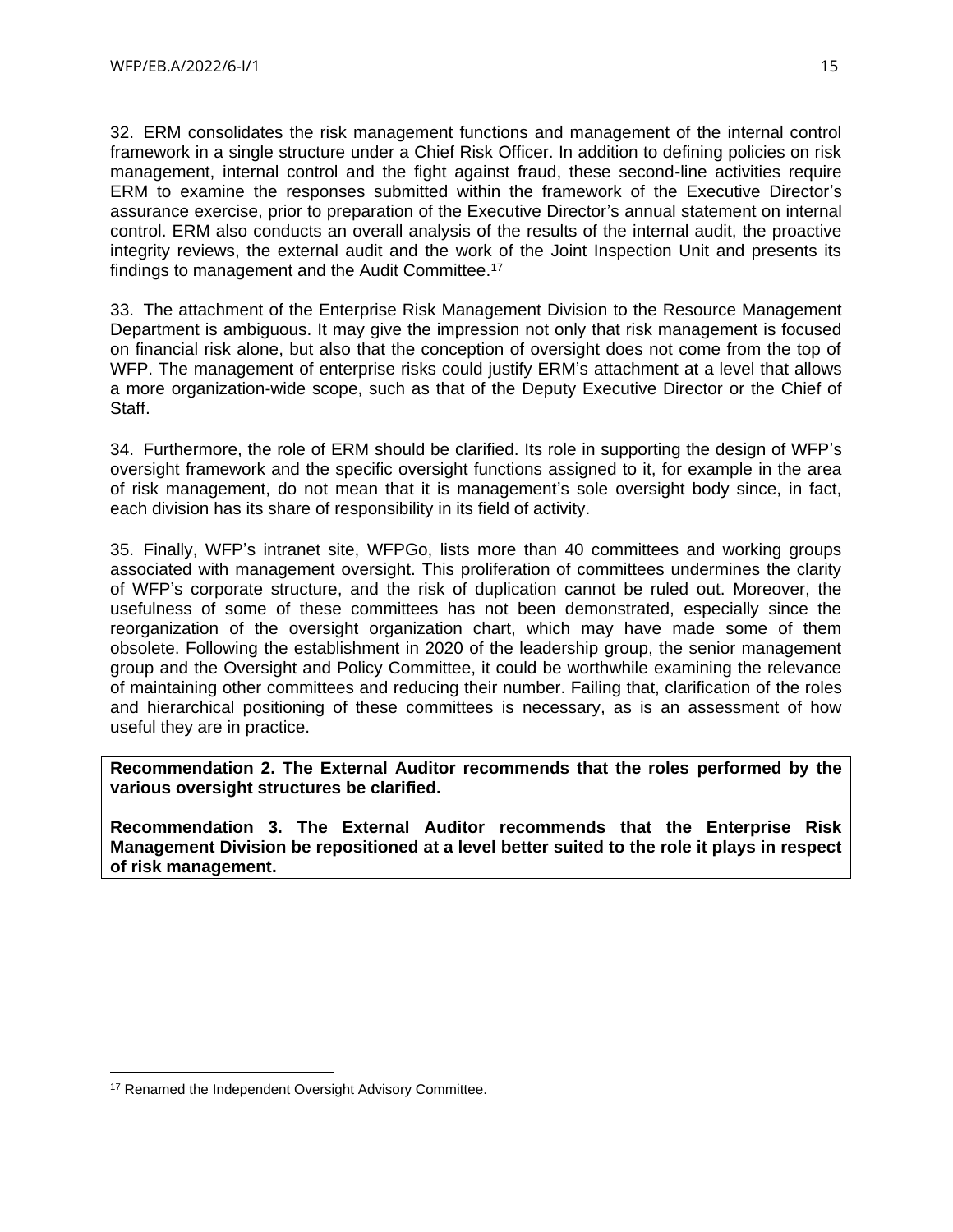32. ERM consolidates the risk management functions and management of the internal control framework in a single structure under a Chief Risk Officer. In addition to defining policies on risk management, internal control and the fight against fraud, these second-line activities require ERM to examine the responses submitted within the framework of the Executive Director's assurance exercise, prior to preparation of the Executive Director's annual statement on internal control. ERM also conducts an overall analysis of the results of the internal audit, the proactive integrity reviews, the external audit and the work of the Joint Inspection Unit and presents its findings to management and the Audit Committee.[17]

33. The attachment of the Enterprise Risk Management Division to the Resource Management Department is ambiguous. It may give the impression not only that risk management is focused on financial risk alone, but also that the conception of oversight does not come from the top of WFP. The management of enterprise risks could justify ERM's attachment at a level that allows a more organization-wide scope, such as that of the Deputy Executive Director or the Chief of Staff.

34. Furthermore, the role of ERM should be clarified. Its role in supporting the design of WFP's oversight framework and the specific oversight functions assigned to it, for example in the area of risk management, do not mean that it is management's sole oversight body since, in fact, each division has its share of responsibility in its field of activity.

35. Finally, WFP's intranet site, WFPGo, lists more than 40 committees and working groups associated with management oversight. This proliferation of committees undermines the clarity of WFP's corporate structure, and the risk of duplication cannot be ruled out. Moreover, the usefulness of some of these committees has not been demonstrated, especially since the reorganization of the oversight organization chart, which may have made some of them obsolete. Following the establishment in 2020 of the leadership group, the senior management group and the Oversight and Policy Committee, it could be worthwhile examining the relevance of maintaining other committees and reducing their number. Failing that, clarification of the roles and hierarchical positioning of these committees is necessary, as is an assessment of how useful they are in practice.

**Recommendation 2. The External Auditor recommends that the roles performed by the various oversight structures be clarified.**

**Recommendation 3. The External Auditor recommends that the Enterprise Risk Management Division be repositioned at a level better suited to the role it plays in respect of risk management.**

[17] Renamed the Independent Oversight Advisory Committee.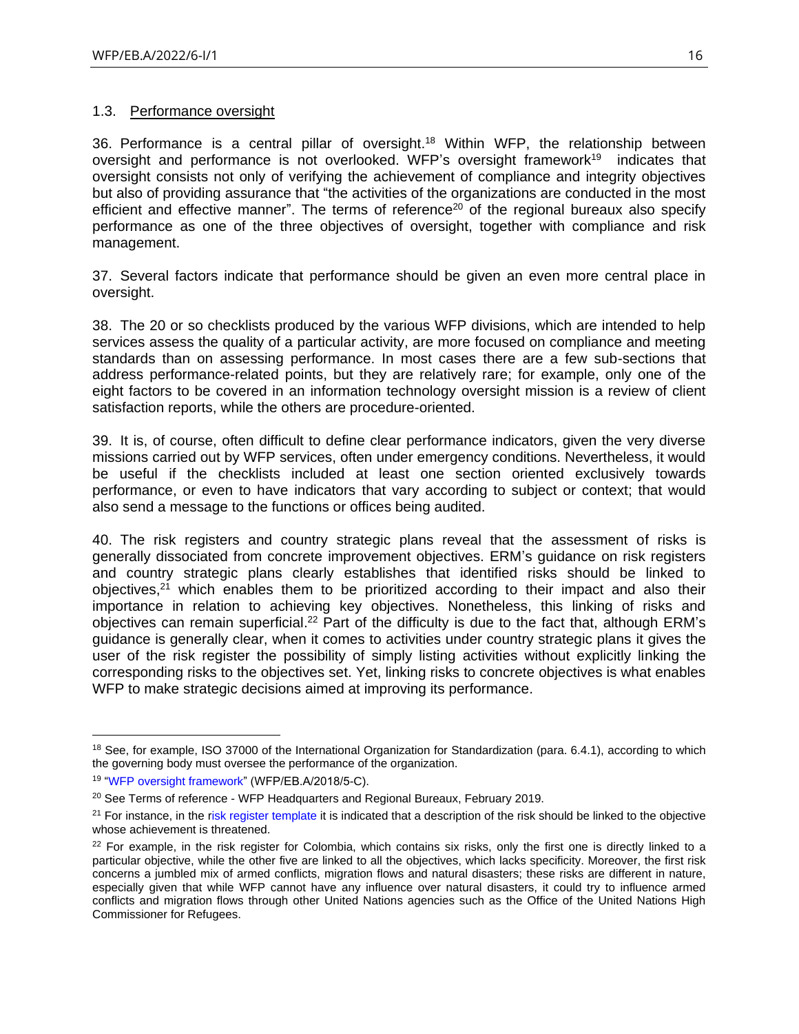### 1.3. Performance oversight

36. Performance is a central pillar of oversight.[18] Within WFP, the relationship between oversight and performance is not overlooked. WFP's oversight framework[19] indicates that oversight consists not only of verifying the achievement of compliance and integrity objectives but also of providing assurance that "the activities of the organizations are conducted in the most efficient and effective manner". The terms of reference[20] of the regional bureaux also specify performance as one of the three objectives of oversight, together with compliance and risk management.

37. Several factors indicate that performance should be given an even more central place in oversight.

38. The 20 or so checklists produced by the various WFP divisions, which are intended to help services assess the quality of a particular activity, are more focused on compliance and meeting standards than on assessing performance. In most cases there are a few sub-sections that address performance-related points, but they are relatively rare; for example, only one of the eight factors to be covered in an information technology oversight mission is a review of client satisfaction reports, while the others are procedure-oriented.

39. It is, of course, often difficult to define clear performance indicators, given the very diverse missions carried out by WFP services, often under emergency conditions. Nevertheless, it would be useful if the checklists included at least one section oriented exclusively towards performance, or even to have indicators that vary according to subject or context; that would also send a message to the functions or offices being audited.

40. The risk registers and country strategic plans reveal that the assessment of risks is generally dissociated from concrete improvement objectives. ERM's guidance on risk registers and country strategic plans clearly establishes that identified risks should be linked to objectives,[21] which enables them to be prioritized according to their impact and also their importance in relation to achieving key objectives. Nonetheless, this linking of risks and objectives can remain superficial.[22] Part of the difficulty is due to the fact that, although ERM's guidance is generally clear, when it comes to activities under country strategic plans it gives the user of the risk register the possibility of simply listing activities without explicitly linking the corresponding risks to the objectives set. Yet, linking risks to concrete objectives is what enables WFP to make strategic decisions aimed at improving its performance.

---

[18] See, for example, ISO 37000 of the International Organization for Standardization (para. 6.4.1), according to which the governing body must oversee the performance of the organization.

[19] "WFP oversight framework" (WFP/EB.A/2018/5-C).

[20] See Terms of reference - WFP Headquarters and Regional Bureaux, February 2019.

[21] For instance, in the risk register template it is indicated that a description of the risk should be linked to the objective whose achievement is threatened.

[22] For example, in the risk register for Colombia, which contains six risks, only the first one is directly linked to a particular objective, while the other five are linked to all the objectives, which lacks specificity. Moreover, the first risk concerns a jumbled mix of armed conflicts, migration flows and natural disasters; these risks are different in nature, especially given that while WFP cannot have any influence over natural disasters, it could try to influence armed conflicts and migration flows through other United Nations agencies such as the Office of the United Nations High Commissioner for Refugees.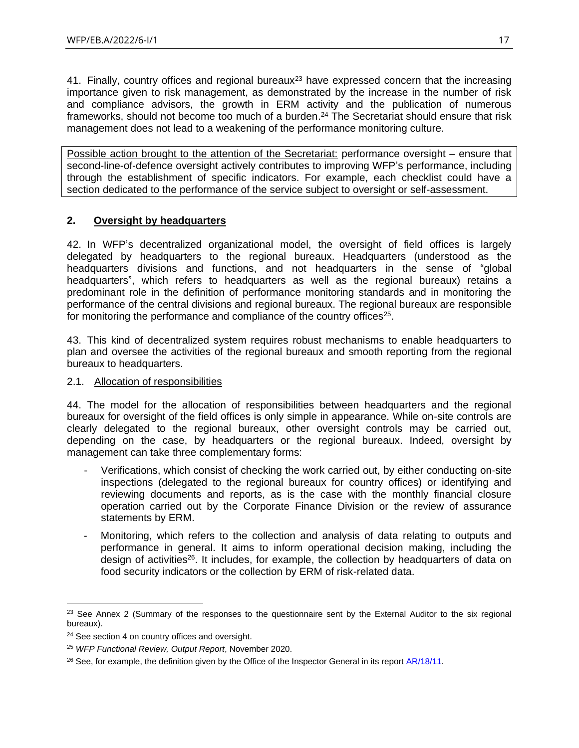41. Finally, country offices and regional bureaux[23] have expressed concern that the increasing importance given to risk management, as demonstrated by the increase in the number of risk and compliance advisors, the growth in ERM activity and the publication of numerous frameworks, should not become too much of a burden.[24] The Secretariat should ensure that risk management does not lead to a weakening of the performance monitoring culture.

> Possible action brought to the attention of the Secretariat: performance oversight – ensure that second-line-of-defence oversight actively contributes to improving WFP's performance, including through the establishment of specific indicators. For example, each checklist could have a section dedicated to the performance of the service subject to oversight or self-assessment.

## 2. Oversight by headquarters

42. In WFP's decentralized organizational model, the oversight of field offices is largely delegated by headquarters to the regional bureaux. Headquarters (understood as the headquarters divisions and functions, and not headquarters in the sense of "global headquarters", which refers to headquarters as well as the regional bureaux) retains a predominant role in the definition of performance monitoring standards and in monitoring the performance of the central divisions and regional bureaux. The regional bureaux are responsible for monitoring the performance and compliance of the country offices[25].

43. This kind of decentralized system requires robust mechanisms to enable headquarters to plan and oversee the activities of the regional bureaux and smooth reporting from the regional bureaux to headquarters.

### 2.1. Allocation of responsibilities

44. The model for the allocation of responsibilities between headquarters and the regional bureaux for oversight of the field offices is only simple in appearance. While on-site controls are clearly delegated to the regional bureaux, other oversight controls may be carried out, depending on the case, by headquarters or the regional bureaux. Indeed, oversight by management can take three complementary forms:

- Verifications, which consist of checking the work carried out, by either conducting on-site inspections (delegated to the regional bureaux for country offices) or identifying and reviewing documents and reports, as is the case with the monthly financial closure operation carried out by the Corporate Finance Division or the review of assurance statements by ERM.
- Monitoring, which refers to the collection and analysis of data relating to outputs and performance in general. It aims to inform operational decision making, including the design of activities[26]. It includes, for example, the collection by headquarters of data on food security indicators or the collection by ERM of risk-related data.

---

[23] See Annex 2 (Summary of the responses to the questionnaire sent by the External Auditor to the six regional bureaux).

[24] See section 4 on country offices and oversight.

[25] *WFP Functional Review, Output Report*, November 2020.

[26] See, for example, the definition given by the Office of the Inspector General in its report AR/18/11.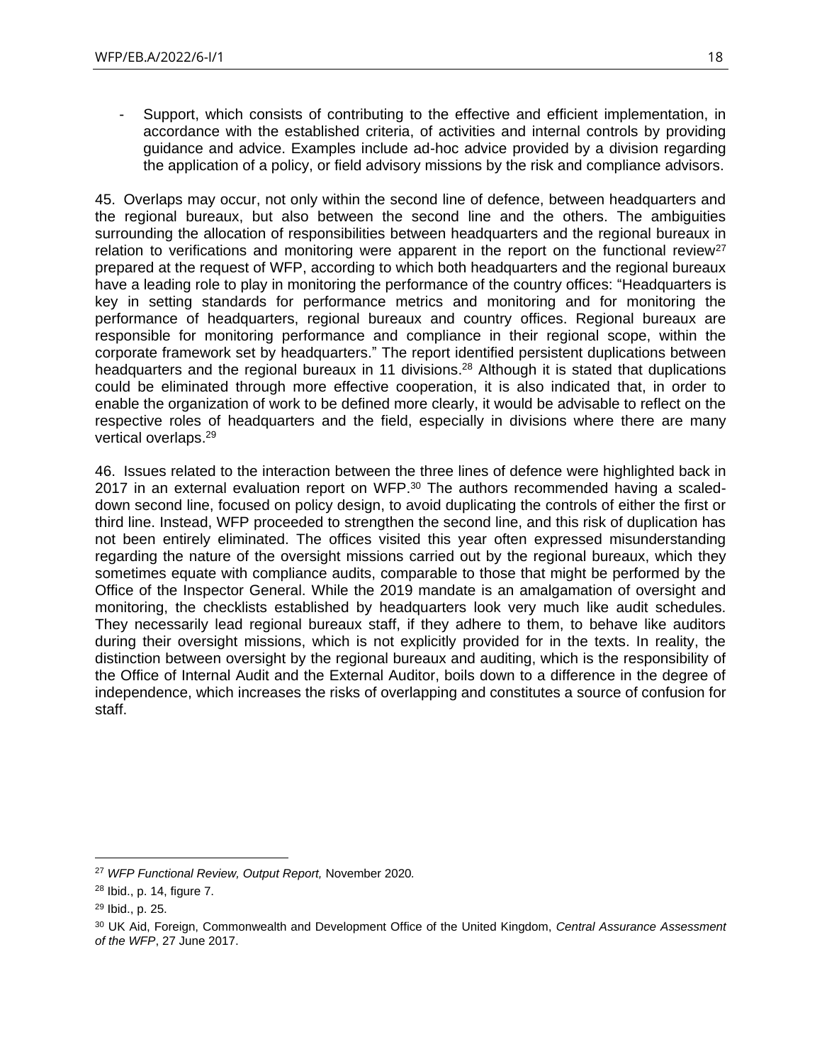- Support, which consists of contributing to the effective and efficient implementation, in accordance with the established criteria, of activities and internal controls by providing guidance and advice. Examples include ad-hoc advice provided by a division regarding the application of a policy, or field advisory missions by the risk and compliance advisors.

45. Overlaps may occur, not only within the second line of defence, between headquarters and the regional bureaux, but also between the second line and the others. The ambiguities surrounding the allocation of responsibilities between headquarters and the regional bureaux in relation to verifications and monitoring were apparent in the report on the functional review[27] prepared at the request of WFP, according to which both headquarters and the regional bureaux have a leading role to play in monitoring the performance of the country offices: "Headquarters is key in setting standards for performance metrics and monitoring and for monitoring the performance of headquarters, regional bureaux and country offices. Regional bureaux are responsible for monitoring performance and compliance in their regional scope, within the corporate framework set by headquarters." The report identified persistent duplications between headquarters and the regional bureaux in 11 divisions.[28] Although it is stated that duplications could be eliminated through more effective cooperation, it is also indicated that, in order to enable the organization of work to be defined more clearly, it would be advisable to reflect on the respective roles of headquarters and the field, especially in divisions where there are many vertical overlaps.[29]

46. Issues related to the interaction between the three lines of defence were highlighted back in 2017 in an external evaluation report on WFP.[30] The authors recommended having a scaled-down second line, focused on policy design, to avoid duplicating the controls of either the first or third line. Instead, WFP proceeded to strengthen the second line, and this risk of duplication has not been entirely eliminated. The offices visited this year often expressed misunderstanding regarding the nature of the oversight missions carried out by the regional bureaux, which they sometimes equate with compliance audits, comparable to those that might be performed by the Office of the Inspector General. While the 2019 mandate is an amalgamation of oversight and monitoring, the checklists established by headquarters look very much like audit schedules. They necessarily lead regional bureaux staff, if they adhere to them, to behave like auditors during their oversight missions, which is not explicitly provided for in the texts. In reality, the distinction between oversight by the regional bureaux and auditing, which is the responsibility of the Office of Internal Audit and the External Auditor, boils down to a difference in the degree of independence, which increases the risks of overlapping and constitutes a source of confusion for staff.

---

[27] *WFP Functional Review, Output Report,* November 2020*.*

[28] Ibid., p. 14, figure 7.

[29] Ibid., p. 25.

[30] UK Aid, Foreign, Commonwealth and Development Office of the United Kingdom, *Central Assurance Assessment of the WFP*, 27 June 2017.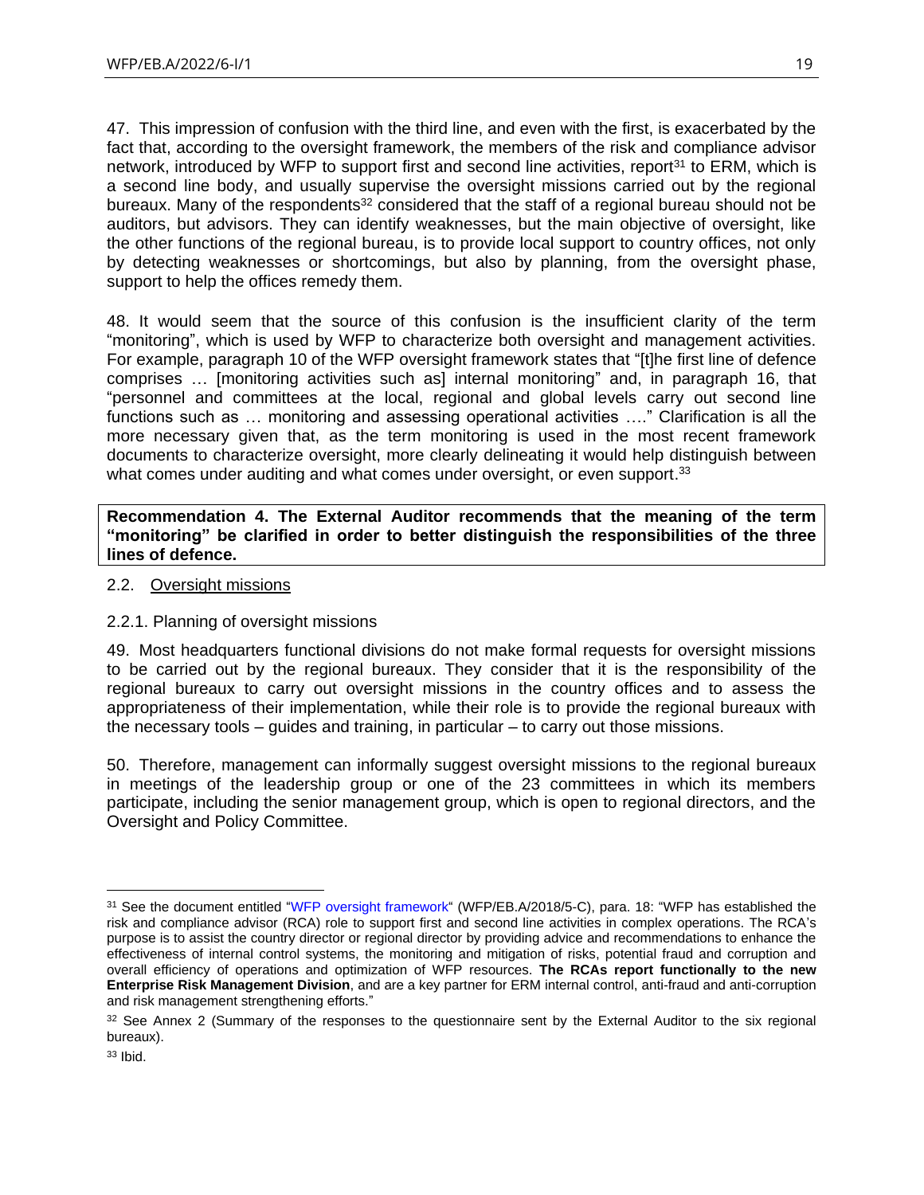47. This impression of confusion with the third line, and even with the first, is exacerbated by the fact that, according to the oversight framework, the members of the risk and compliance advisor network, introduced by WFP to support first and second line activities, report[31] to ERM, which is a second line body, and usually supervise the oversight missions carried out by the regional bureaux. Many of the respondents[32] considered that the staff of a regional bureau should not be auditors, but advisors. They can identify weaknesses, but the main objective of oversight, like the other functions of the regional bureau, is to provide local support to country offices, not only by detecting weaknesses or shortcomings, but also by planning, from the oversight phase, support to help the offices remedy them.

48. It would seem that the source of this confusion is the insufficient clarity of the term "monitoring", which is used by WFP to characterize both oversight and management activities. For example, paragraph 10 of the WFP oversight framework states that "[t]he first line of defence comprises … [monitoring activities such as] internal monitoring" and, in paragraph 16, that "personnel and committees at the local, regional and global levels carry out second line functions such as … monitoring and assessing operational activities …." Clarification is all the more necessary given that, as the term monitoring is used in the most recent framework documents to characterize oversight, more clearly delineating it would help distinguish between what comes under auditing and what comes under oversight, or even support.[33]

**Recommendation 4. The External Auditor recommends that the meaning of the term "monitoring" be clarified in order to better distinguish the responsibilities of the three lines of defence.**

## 2.2. Oversight missions

### 2.2.1. Planning of oversight missions

49. Most headquarters functional divisions do not make formal requests for oversight missions to be carried out by the regional bureaux. They consider that it is the responsibility of the regional bureaux to carry out oversight missions in the country offices and to assess the appropriateness of their implementation, while their role is to provide the regional bureaux with the necessary tools – guides and training, in particular – to carry out those missions.

50. Therefore, management can informally suggest oversight missions to the regional bureaux in meetings of the leadership group or one of the 23 committees in which its members participate, including the senior management group, which is open to regional directors, and the Oversight and Policy Committee.

---

[31] See the document entitled "WFP oversight framework" (WFP/EB.A/2018/5-C), para. 18: "WFP has established the risk and compliance advisor (RCA) role to support first and second line activities in complex operations. The RCA's purpose is to assist the country director or regional director by providing advice and recommendations to enhance the effectiveness of internal control systems, the monitoring and mitigation of risks, potential fraud and corruption and overall efficiency of operations and optimization of WFP resources. **The RCAs report functionally to the new Enterprise Risk Management Division**, and are a key partner for ERM internal control, anti-fraud and anti-corruption and risk management strengthening efforts."

[32] See Annex 2 (Summary of the responses to the questionnaire sent by the External Auditor to the six regional bureaux).

[33] Ibid.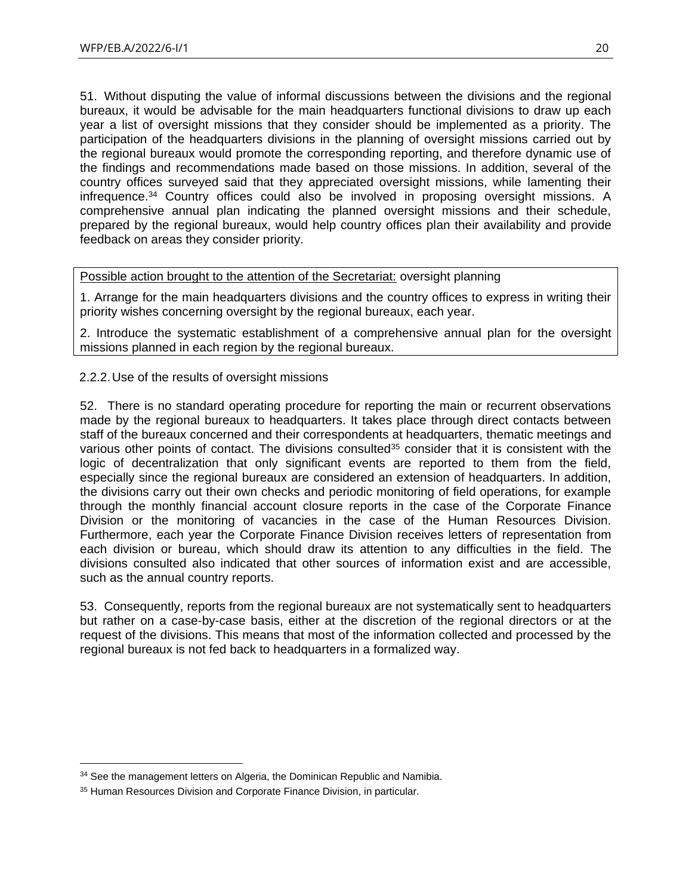51. Without disputing the value of informal discussions between the divisions and the regional bureaux, it would be advisable for the main headquarters functional divisions to draw up each year a list of oversight missions that they consider should be implemented as a priority. The participation of the headquarters divisions in the planning of oversight missions carried out by the regional bureaux would promote the corresponding reporting, and therefore dynamic use of the findings and recommendations made based on those missions. In addition, several of the country offices surveyed said that they appreciated oversight missions, while lamenting their infrequence.[34] Country offices could also be involved in proposing oversight missions. A comprehensive annual plan indicating the planned oversight missions and their schedule, prepared by the regional bureaux, would help country offices plan their availability and provide feedback on areas they consider priority.

| Possible action brought to the attention of the Secretariat: oversight planning |
|---|
| 1. Arrange for the main headquarters divisions and the country offices to express in writing their priority wishes concerning oversight by the regional bureaux, each year. |
| 2. Introduce the systematic establishment of a comprehensive annual plan for the oversight missions planned in each region by the regional bureaux. |

### 2.2.2. Use of the results of oversight missions

52. There is no standard operating procedure for reporting the main or recurrent observations made by the regional bureaux to headquarters. It takes place through direct contacts between staff of the bureaux concerned and their correspondents at headquarters, thematic meetings and various other points of contact. The divisions consulted[35] consider that it is consistent with the logic of decentralization that only significant events are reported to them from the field, especially since the regional bureaux are considered an extension of headquarters. In addition, the divisions carry out their own checks and periodic monitoring of field operations, for example through the monthly financial account closure reports in the case of the Corporate Finance Division or the monitoring of vacancies in the case of the Human Resources Division. Furthermore, each year the Corporate Finance Division receives letters of representation from each division or bureau, which should draw its attention to any difficulties in the field. The divisions consulted also indicated that other sources of information exist and are accessible, such as the annual country reports.

53. Consequently, reports from the regional bureaux are not systematically sent to headquarters but rather on a case-by-case basis, either at the discretion of the regional directors or at the request of the divisions. This means that most of the information collected and processed by the regional bureaux is not fed back to headquarters in a formalized way.

---

[34] See the management letters on Algeria, the Dominican Republic and Namibia.

[35] Human Resources Division and Corporate Finance Division, in particular.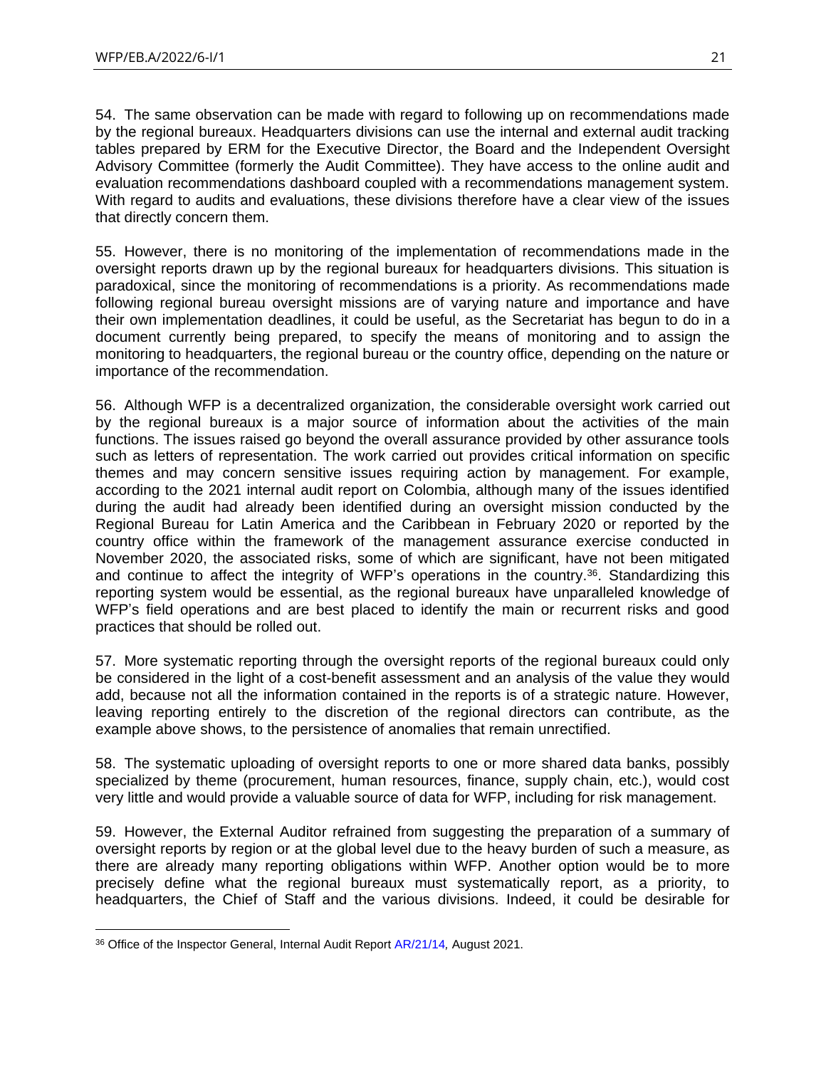54. The same observation can be made with regard to following up on recommendations made by the regional bureaux. Headquarters divisions can use the internal and external audit tracking tables prepared by ERM for the Executive Director, the Board and the Independent Oversight Advisory Committee (formerly the Audit Committee). They have access to the online audit and evaluation recommendations dashboard coupled with a recommendations management system. With regard to audits and evaluations, these divisions therefore have a clear view of the issues that directly concern them.

55. However, there is no monitoring of the implementation of recommendations made in the oversight reports drawn up by the regional bureaux for headquarters divisions. This situation is paradoxical, since the monitoring of recommendations is a priority. As recommendations made following regional bureau oversight missions are of varying nature and importance and have their own implementation deadlines, it could be useful, as the Secretariat has begun to do in a document currently being prepared, to specify the means of monitoring and to assign the monitoring to headquarters, the regional bureau or the country office, depending on the nature or importance of the recommendation.

56. Although WFP is a decentralized organization, the considerable oversight work carried out by the regional bureaux is a major source of information about the activities of the main functions. The issues raised go beyond the overall assurance provided by other assurance tools such as letters of representation. The work carried out provides critical information on specific themes and may concern sensitive issues requiring action by management. For example, according to the 2021 internal audit report on Colombia, although many of the issues identified during the audit had already been identified during an oversight mission conducted by the Regional Bureau for Latin America and the Caribbean in February 2020 or reported by the country office within the framework of the management assurance exercise conducted in November 2020, the associated risks, some of which are significant, have not been mitigated and continue to affect the integrity of WFP's operations in the country.[36]. Standardizing this reporting system would be essential, as the regional bureaux have unparalleled knowledge of WFP's field operations and are best placed to identify the main or recurrent risks and good practices that should be rolled out.

57. More systematic reporting through the oversight reports of the regional bureaux could only be considered in the light of a cost-benefit assessment and an analysis of the value they would add, because not all the information contained in the reports is of a strategic nature. However, leaving reporting entirely to the discretion of the regional directors can contribute, as the example above shows, to the persistence of anomalies that remain unrectified.

58. The systematic uploading of oversight reports to one or more shared data banks, possibly specialized by theme (procurement, human resources, finance, supply chain, etc.), would cost very little and would provide a valuable source of data for WFP, including for risk management.

59. However, the External Auditor refrained from suggesting the preparation of a summary of oversight reports by region or at the global level due to the heavy burden of such a measure, as there are already many reporting obligations within WFP. Another option would be to more precisely define what the regional bureaux must systematically report, as a priority, to headquarters, the Chief of Staff and the various divisions. Indeed, it could be desirable for

---

[36] Office of the Inspector General, Internal Audit Report AR/21/14, August 2021.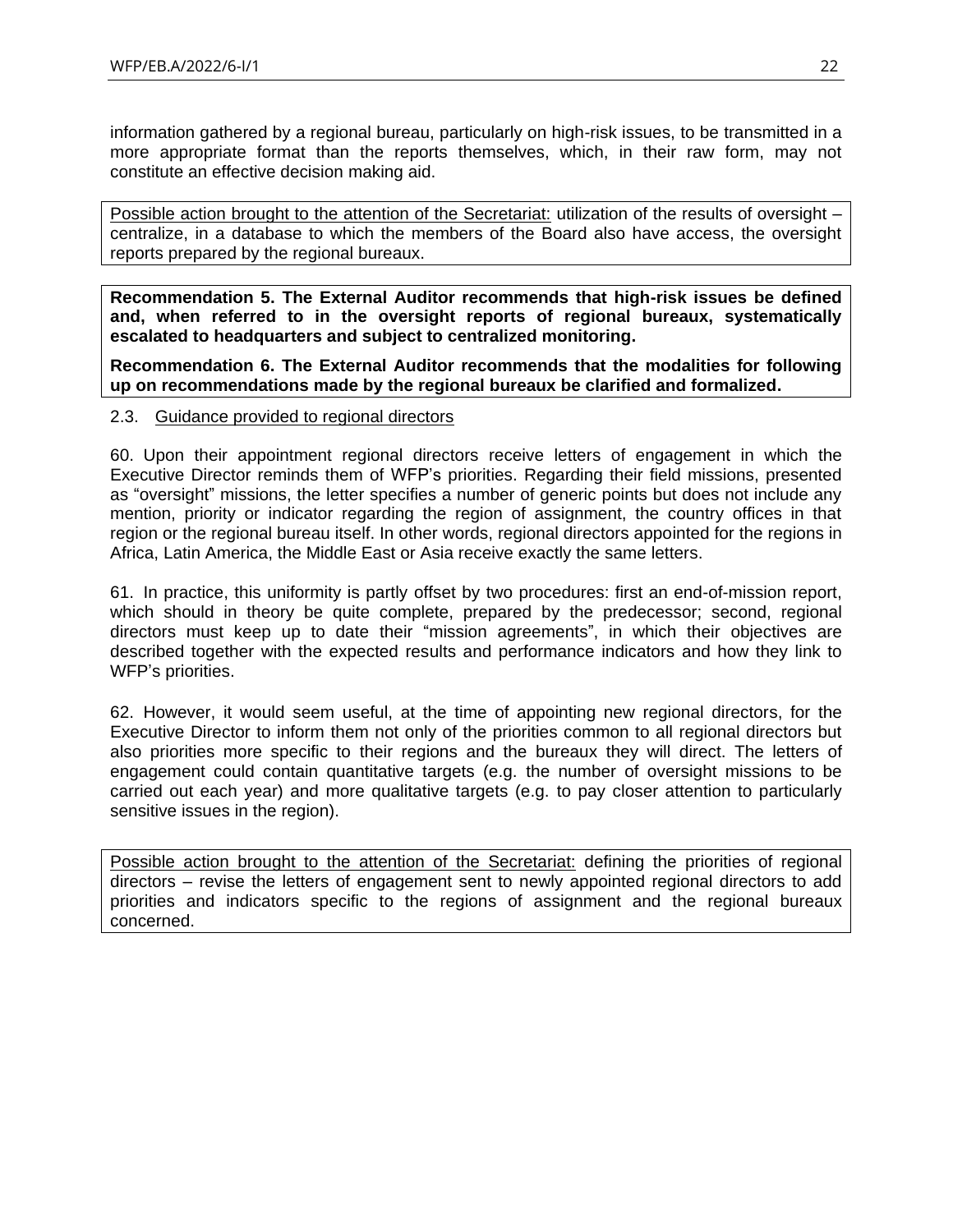information gathered by a regional bureau, particularly on high-risk issues, to be transmitted in a more appropriate format than the reports themselves, which, in their raw form, may not constitute an effective decision making aid.

> Possible action brought to the attention of the Secretariat: utilization of the results of oversight – centralize, in a database to which the members of the Board also have access, the oversight reports prepared by the regional bureaux.

> **Recommendation 5. The External Auditor recommends that high-risk issues be defined and, when referred to in the oversight reports of regional bureaux, systematically escalated to headquarters and subject to centralized monitoring.**
>
> **Recommendation 6. The External Auditor recommends that the modalities for following up on recommendations made by the regional bureaux be clarified and formalized.**

### 2.3. Guidance provided to regional directors

60. Upon their appointment regional directors receive letters of engagement in which the Executive Director reminds them of WFP's priorities. Regarding their field missions, presented as "oversight" missions, the letter specifies a number of generic points but does not include any mention, priority or indicator regarding the region of assignment, the country offices in that region or the regional bureau itself. In other words, regional directors appointed for the regions in Africa, Latin America, the Middle East or Asia receive exactly the same letters.

61. In practice, this uniformity is partly offset by two procedures: first an end-of-mission report, which should in theory be quite complete, prepared by the predecessor; second, regional directors must keep up to date their "mission agreements", in which their objectives are described together with the expected results and performance indicators and how they link to WFP's priorities.

62. However, it would seem useful, at the time of appointing new regional directors, for the Executive Director to inform them not only of the priorities common to all regional directors but also priorities more specific to their regions and the bureaux they will direct. The letters of engagement could contain quantitative targets (e.g. the number of oversight missions to be carried out each year) and more qualitative targets (e.g. to pay closer attention to particularly sensitive issues in the region).

> Possible action brought to the attention of the Secretariat: defining the priorities of regional directors – revise the letters of engagement sent to newly appointed regional directors to add priorities and indicators specific to the regions of assignment and the regional bureaux concerned.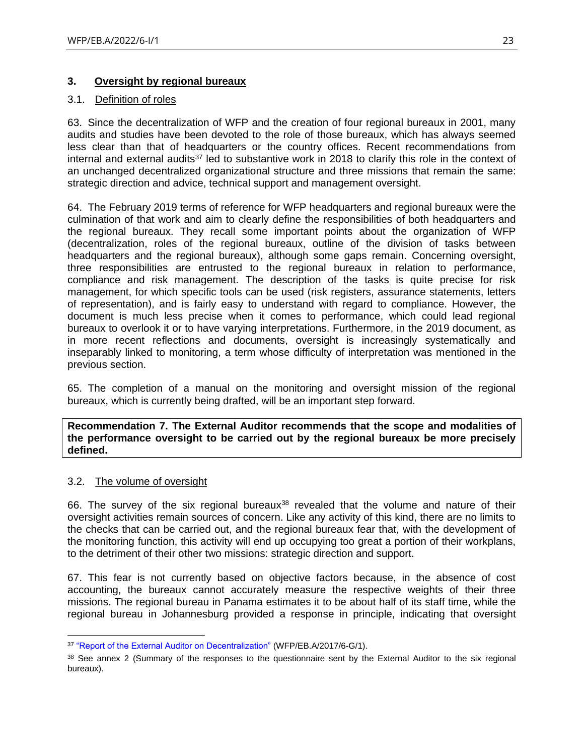## 3. Oversight by regional bureaux

### 3.1. Definition of roles

63. Since the decentralization of WFP and the creation of four regional bureaux in 2001, many audits and studies have been devoted to the role of those bureaux, which has always seemed less clear than that of headquarters or the country offices. Recent recommendations from internal and external audits[37] led to substantive work in 2018 to clarify this role in the context of an unchanged decentralized organizational structure and three missions that remain the same: strategic direction and advice, technical support and management oversight.

64. The February 2019 terms of reference for WFP headquarters and regional bureaux were the culmination of that work and aim to clearly define the responsibilities of both headquarters and the regional bureaux. They recall some important points about the organization of WFP (decentralization, roles of the regional bureaux, outline of the division of tasks between headquarters and the regional bureaux), although some gaps remain. Concerning oversight, three responsibilities are entrusted to the regional bureaux in relation to performance, compliance and risk management. The description of the tasks is quite precise for risk management, for which specific tools can be used (risk registers, assurance statements, letters of representation), and is fairly easy to understand with regard to compliance. However, the document is much less precise when it comes to performance, which could lead regional bureaux to overlook it or to have varying interpretations. Furthermore, in the 2019 document, as in more recent reflections and documents, oversight is increasingly systematically and inseparably linked to monitoring, a term whose difficulty of interpretation was mentioned in the previous section.

65. The completion of a manual on the monitoring and oversight mission of the regional bureaux, which is currently being drafted, will be an important step forward.

**Recommendation 7. The External Auditor recommends that the scope and modalities of the performance oversight to be carried out by the regional bureaux be more precisely defined.**

### 3.2. The volume of oversight

66. The survey of the six regional bureaux[38] revealed that the volume and nature of their oversight activities remain sources of concern. Like any activity of this kind, there are no limits to the checks that can be carried out, and the regional bureaux fear that, with the development of the monitoring function, this activity will end up occupying too great a portion of their workplans, to the detriment of their other two missions: strategic direction and support.

67. This fear is not currently based on objective factors because, in the absence of cost accounting, the bureaux cannot accurately measure the respective weights of their three missions. The regional bureau in Panama estimates it to be about half of its staff time, while the regional bureau in Johannesburg provided a response in principle, indicating that oversight

---

[37] "Report of the External Auditor on Decentralization" (WFP/EB.A/2017/6-G/1).

[38] See annex 2 (Summary of the responses to the questionnaire sent by the External Auditor to the six regional bureaux).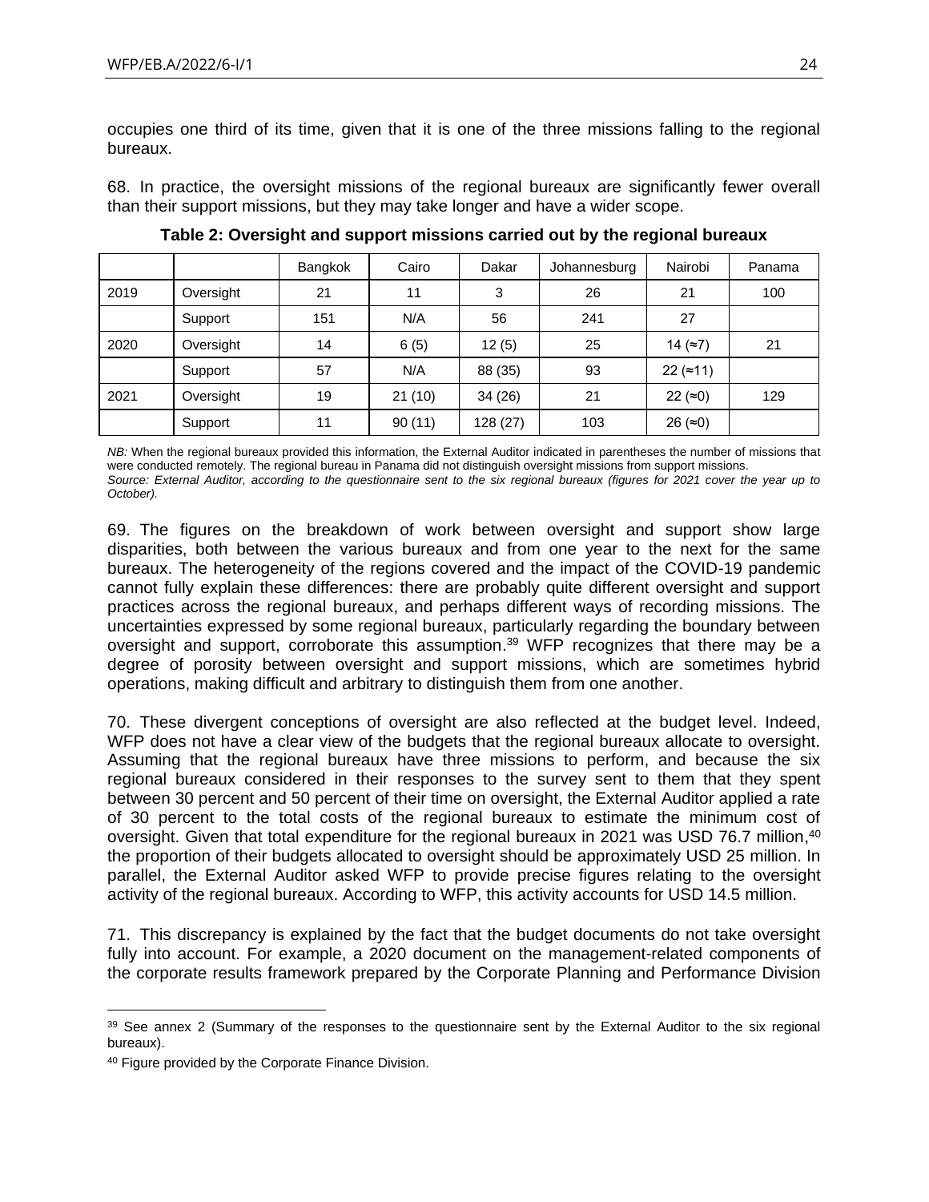occupies one third of its time, given that it is one of the three missions falling to the regional bureaux.

68. In practice, the oversight missions of the regional bureaux are significantly fewer overall than their support missions, but they may take longer and have a wider scope.

**Table 2: Oversight and support missions carried out by the regional bureaux**

| | | Bangkok | Cairo | Dakar | Johannesburg | Nairobi | Panama |
|---|---|---|---|---|---|---|---|
| 2019 | Oversight | 21 | 11 | 3 | 26 | 21 | 100 |
| | Support | 151 | N/A | 56 | 241 | 27 | |
| 2020 | Oversight | 14 | 6 (5) | 12 (5) | 25 | 14 (≈7) | 21 |
| | Support | 57 | N/A | 88 (35) | 93 | 22 (≈11) | |
| 2021 | Oversight | 19 | 21 (10) | 34 (26) | 21 | 22 (≈0) | 129 |
| | Support | 11 | 90 (11) | 128 (27) | 103 | 26 (≈0) | |

*NB:* When the regional bureaux provided this information, the External Auditor indicated in parentheses the number of missions that were conducted remotely. The regional bureau in Panama did not distinguish oversight missions from support missions.
*Source: External Auditor, according to the questionnaire sent to the six regional bureaux (figures for 2021 cover the year up to October).*

69. The figures on the breakdown of work between oversight and support show large disparities, both between the various bureaux and from one year to the next for the same bureaux. The heterogeneity of the regions covered and the impact of the COVID-19 pandemic cannot fully explain these differences: there are probably quite different oversight and support practices across the regional bureaux, and perhaps different ways of recording missions. The uncertainties expressed by some regional bureaux, particularly regarding the boundary between oversight and support, corroborate this assumption.[39] WFP recognizes that there may be a degree of porosity between oversight and support missions, which are sometimes hybrid operations, making difficult and arbitrary to distinguish them from one another.

70. These divergent conceptions of oversight are also reflected at the budget level. Indeed, WFP does not have a clear view of the budgets that the regional bureaux allocate to oversight. Assuming that the regional bureaux have three missions to perform, and because the six regional bureaux considered in their responses to the survey sent to them that they spent between 30 percent and 50 percent of their time on oversight, the External Auditor applied a rate of 30 percent to the total costs of the regional bureaux to estimate the minimum cost of oversight. Given that total expenditure for the regional bureaux in 2021 was USD 76.7 million,[40] the proportion of their budgets allocated to oversight should be approximately USD 25 million. In parallel, the External Auditor asked WFP to provide precise figures relating to the oversight activity of the regional bureaux. According to WFP, this activity accounts for USD 14.5 million.

71. This discrepancy is explained by the fact that the budget documents do not take oversight fully into account. For example, a 2020 document on the management-related components of the corporate results framework prepared by the Corporate Planning and Performance Division

[39] See annex 2 (Summary of the responses to the questionnaire sent by the External Auditor to the six regional bureaux).

[40] Figure provided by the Corporate Finance Division.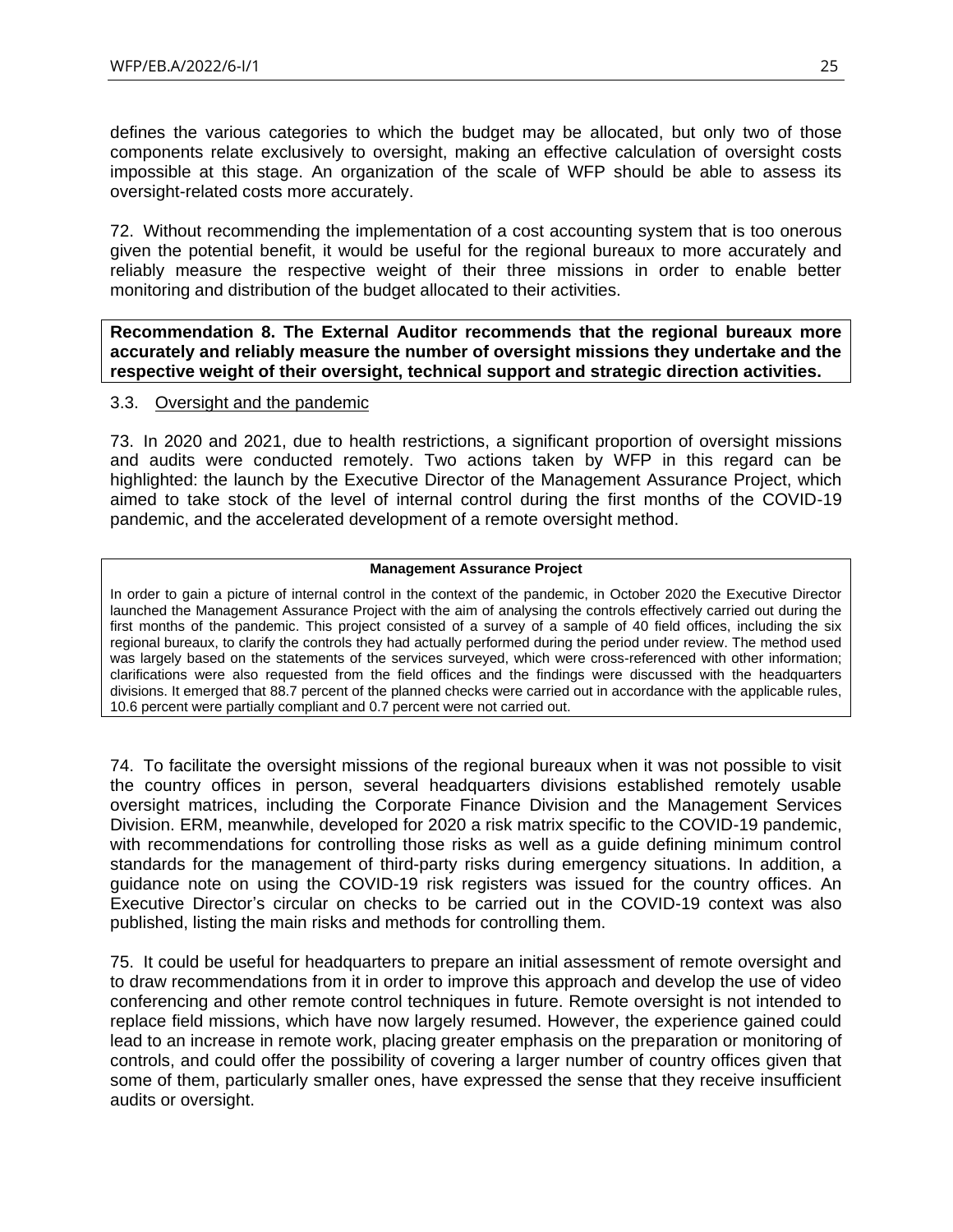defines the various categories to which the budget may be allocated, but only two of those components relate exclusively to oversight, making an effective calculation of oversight costs impossible at this stage. An organization of the scale of WFP should be able to assess its oversight-related costs more accurately.

72. Without recommending the implementation of a cost accounting system that is too onerous given the potential benefit, it would be useful for the regional bureaux to more accurately and reliably measure the respective weight of their three missions in order to enable better monitoring and distribution of the budget allocated to their activities.

**Recommendation 8. The External Auditor recommends that the regional bureaux more accurately and reliably measure the number of oversight missions they undertake and the respective weight of their oversight, technical support and strategic direction activities.**

### 3.3. Oversight and the pandemic

73. In 2020 and 2021, due to health restrictions, a significant proportion of oversight missions and audits were conducted remotely. Two actions taken by WFP in this regard can be highlighted: the launch by the Executive Director of the Management Assurance Project, which aimed to take stock of the level of internal control during the first months of the COVID-19 pandemic, and the accelerated development of a remote oversight method.

**Management Assurance Project**

In order to gain a picture of internal control in the context of the pandemic, in October 2020 the Executive Director launched the Management Assurance Project with the aim of analysing the controls effectively carried out during the first months of the pandemic. This project consisted of a survey of a sample of 40 field offices, including the six regional bureaux, to clarify the controls they had actually performed during the period under review. The method used was largely based on the statements of the services surveyed, which were cross-referenced with other information; clarifications were also requested from the field offices and the findings were discussed with the headquarters divisions. It emerged that 88.7 percent of the planned checks were carried out in accordance with the applicable rules, 10.6 percent were partially compliant and 0.7 percent were not carried out.

74. To facilitate the oversight missions of the regional bureaux when it was not possible to visit the country offices in person, several headquarters divisions established remotely usable oversight matrices, including the Corporate Finance Division and the Management Services Division. ERM, meanwhile, developed for 2020 a risk matrix specific to the COVID-19 pandemic, with recommendations for controlling those risks as well as a guide defining minimum control standards for the management of third-party risks during emergency situations. In addition, a guidance note on using the COVID-19 risk registers was issued for the country offices. An Executive Director's circular on checks to be carried out in the COVID-19 context was also published, listing the main risks and methods for controlling them.

75. It could be useful for headquarters to prepare an initial assessment of remote oversight and to draw recommendations from it in order to improve this approach and develop the use of video conferencing and other remote control techniques in future. Remote oversight is not intended to replace field missions, which have now largely resumed. However, the experience gained could lead to an increase in remote work, placing greater emphasis on the preparation or monitoring of controls, and could offer the possibility of covering a larger number of country offices given that some of them, particularly smaller ones, have expressed the sense that they receive insufficient audits or oversight.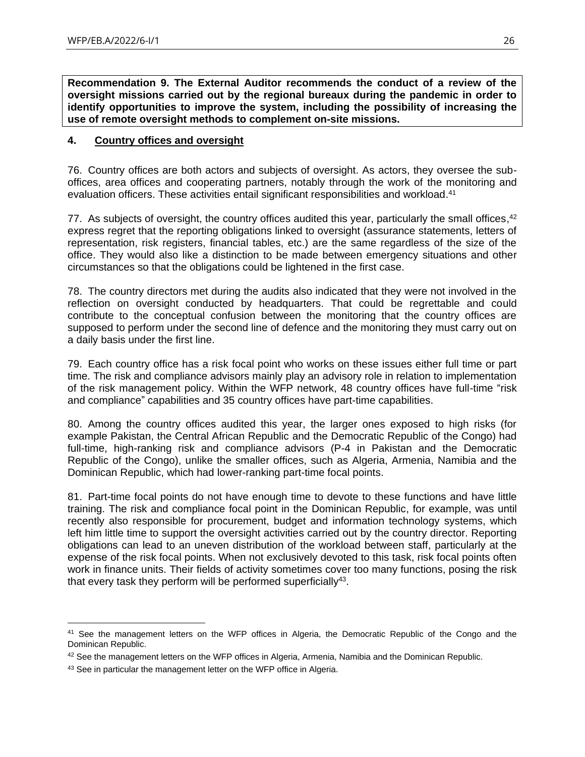**Recommendation 9. The External Auditor recommends the conduct of a review of the oversight missions carried out by the regional bureaux during the pandemic in order to identify opportunities to improve the system, including the possibility of increasing the use of remote oversight methods to complement on-site missions.**

## 4. Country offices and oversight

76. Country offices are both actors and subjects of oversight. As actors, they oversee the sub-offices, area offices and cooperating partners, notably through the work of the monitoring and evaluation officers. These activities entail significant responsibilities and workload.[41]

77. As subjects of oversight, the country offices audited this year, particularly the small offices,[42] express regret that the reporting obligations linked to oversight (assurance statements, letters of representation, risk registers, financial tables, etc.) are the same regardless of the size of the office. They would also like a distinction to be made between emergency situations and other circumstances so that the obligations could be lightened in the first case.

78. The country directors met during the audits also indicated that they were not involved in the reflection on oversight conducted by headquarters. That could be regrettable and could contribute to the conceptual confusion between the monitoring that the country offices are supposed to perform under the second line of defence and the monitoring they must carry out on a daily basis under the first line.

79. Each country office has a risk focal point who works on these issues either full time or part time. The risk and compliance advisors mainly play an advisory role in relation to implementation of the risk management policy. Within the WFP network, 48 country offices have full-time "risk and compliance" capabilities and 35 country offices have part-time capabilities.

80. Among the country offices audited this year, the larger ones exposed to high risks (for example Pakistan, the Central African Republic and the Democratic Republic of the Congo) had full-time, high-ranking risk and compliance advisors (P-4 in Pakistan and the Democratic Republic of the Congo), unlike the smaller offices, such as Algeria, Armenia, Namibia and the Dominican Republic, which had lower-ranking part-time focal points.

81. Part-time focal points do not have enough time to devote to these functions and have little training. The risk and compliance focal point in the Dominican Republic, for example, was until recently also responsible for procurement, budget and information technology systems, which left him little time to support the oversight activities carried out by the country director. Reporting obligations can lead to an uneven distribution of the workload between staff, particularly at the expense of the risk focal points. When not exclusively devoted to this task, risk focal points often work in finance units. Their fields of activity sometimes cover too many functions, posing the risk that every task they perform will be performed superficially[43].

---

[41] See the management letters on the WFP offices in Algeria, the Democratic Republic of the Congo and the Dominican Republic.

[42] See the management letters on the WFP offices in Algeria, Armenia, Namibia and the Dominican Republic.

[43] See in particular the management letter on the WFP office in Algeria.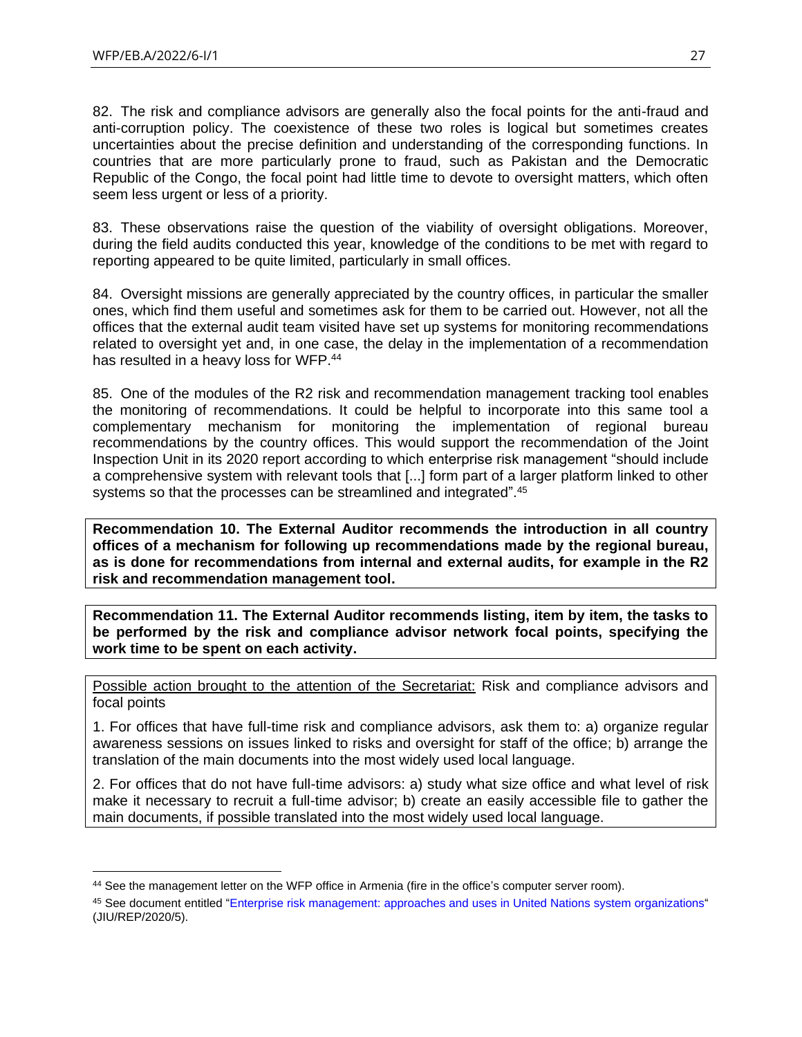82. The risk and compliance advisors are generally also the focal points for the anti-fraud and anti-corruption policy. The coexistence of these two roles is logical but sometimes creates uncertainties about the precise definition and understanding of the corresponding functions. In countries that are more particularly prone to fraud, such as Pakistan and the Democratic Republic of the Congo, the focal point had little time to devote to oversight matters, which often seem less urgent or less of a priority.

83. These observations raise the question of the viability of oversight obligations. Moreover, during the field audits conducted this year, knowledge of the conditions to be met with regard to reporting appeared to be quite limited, particularly in small offices.

84. Oversight missions are generally appreciated by the country offices, in particular the smaller ones, which find them useful and sometimes ask for them to be carried out. However, not all the offices that the external audit team visited have set up systems for monitoring recommendations related to oversight yet and, in one case, the delay in the implementation of a recommendation has resulted in a heavy loss for WFP.[44]

85. One of the modules of the R2 risk and recommendation management tracking tool enables the monitoring of recommendations. It could be helpful to incorporate into this same tool a complementary mechanism for monitoring the implementation of regional bureau recommendations by the country offices. This would support the recommendation of the Joint Inspection Unit in its 2020 report according to which enterprise risk management "should include a comprehensive system with relevant tools that [...] form part of a larger platform linked to other systems so that the processes can be streamlined and integrated".[45]

**Recommendation 10. The External Auditor recommends the introduction in all country offices of a mechanism for following up recommendations made by the regional bureau, as is done for recommendations from internal and external audits, for example in the R2 risk and recommendation management tool.**

**Recommendation 11. The External Auditor recommends listing, item by item, the tasks to be performed by the risk and compliance advisor network focal points, specifying the work time to be spent on each activity.**

<u>Possible action brought to the attention of the Secretariat:</u> Risk and compliance advisors and focal points

1. For offices that have full-time risk and compliance advisors, ask them to: a) organize regular awareness sessions on issues linked to risks and oversight for staff of the office; b) arrange the translation of the main documents into the most widely used local language.

2. For offices that do not have full-time advisors: a) study what size office and what level of risk make it necessary to recruit a full-time advisor; b) create an easily accessible file to gather the main documents, if possible translated into the most widely used local language.

---

[44] See the management letter on the WFP office in Armenia (fire in the office's computer server room).

[45] See document entitled "Enterprise risk management: approaches and uses in United Nations system organizations" (JIU/REP/2020/5).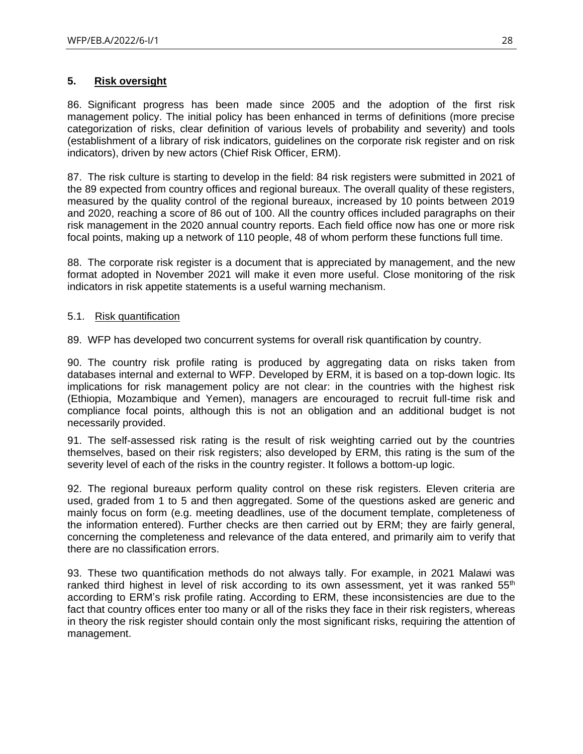## 5. Risk oversight

86. Significant progress has been made since 2005 and the adoption of the first risk management policy. The initial policy has been enhanced in terms of definitions (more precise categorization of risks, clear definition of various levels of probability and severity) and tools (establishment of a library of risk indicators, guidelines on the corporate risk register and on risk indicators), driven by new actors (Chief Risk Officer, ERM).

87. The risk culture is starting to develop in the field: 84 risk registers were submitted in 2021 of the 89 expected from country offices and regional bureaux. The overall quality of these registers, measured by the quality control of the regional bureaux, increased by 10 points between 2019 and 2020, reaching a score of 86 out of 100. All the country offices included paragraphs on their risk management in the 2020 annual country reports. Each field office now has one or more risk focal points, making up a network of 110 people, 48 of whom perform these functions full time.

88. The corporate risk register is a document that is appreciated by management, and the new format adopted in November 2021 will make it even more useful. Close monitoring of the risk indicators in risk appetite statements is a useful warning mechanism.

### 5.1. Risk quantification

89. WFP has developed two concurrent systems for overall risk quantification by country.

90. The country risk profile rating is produced by aggregating data on risks taken from databases internal and external to WFP. Developed by ERM, it is based on a top-down logic. Its implications for risk management policy are not clear: in the countries with the highest risk (Ethiopia, Mozambique and Yemen), managers are encouraged to recruit full-time risk and compliance focal points, although this is not an obligation and an additional budget is not necessarily provided.

91. The self-assessed risk rating is the result of risk weighting carried out by the countries themselves, based on their risk registers; also developed by ERM, this rating is the sum of the severity level of each of the risks in the country register. It follows a bottom-up logic.

92. The regional bureaux perform quality control on these risk registers. Eleven criteria are used, graded from 1 to 5 and then aggregated. Some of the questions asked are generic and mainly focus on form (e.g. meeting deadlines, use of the document template, completeness of the information entered). Further checks are then carried out by ERM; they are fairly general, concerning the completeness and relevance of the data entered, and primarily aim to verify that there are no classification errors.

93. These two quantification methods do not always tally. For example, in 2021 Malawi was ranked third highest in level of risk according to its own assessment, yet it was ranked 55th according to ERM's risk profile rating. According to ERM, these inconsistencies are due to the fact that country offices enter too many or all of the risks they face in their risk registers, whereas in theory the risk register should contain only the most significant risks, requiring the attention of management.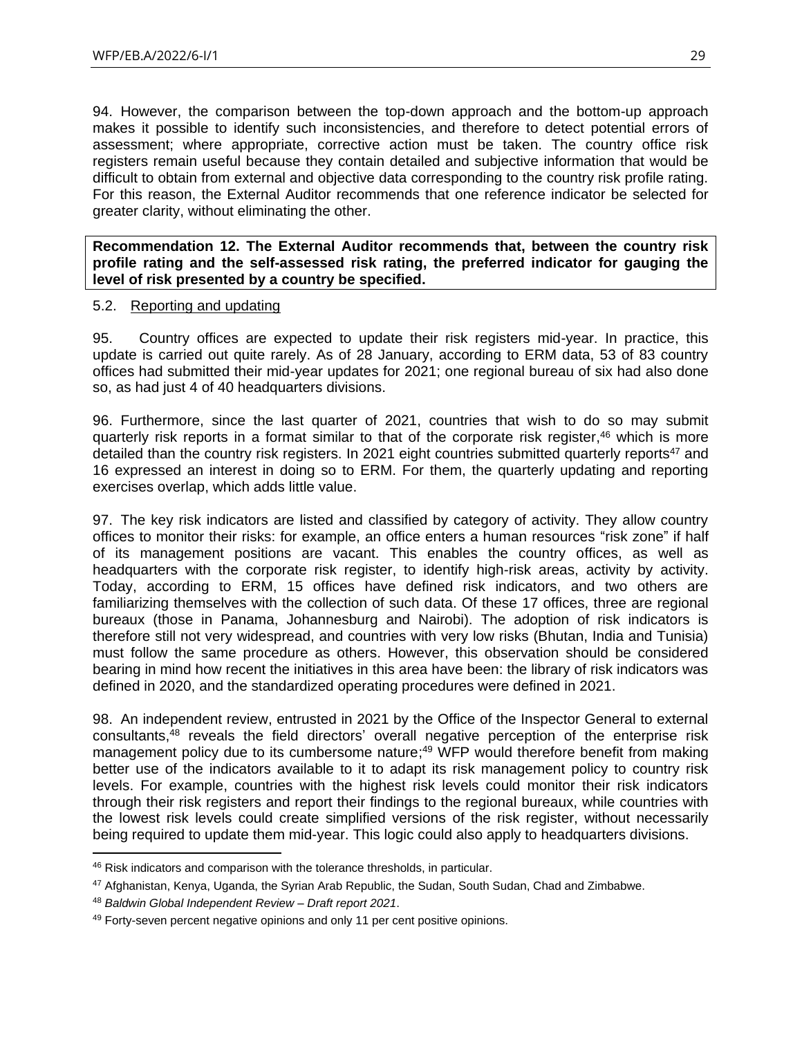94. However, the comparison between the top-down approach and the bottom-up approach makes it possible to identify such inconsistencies, and therefore to detect potential errors of assessment; where appropriate, corrective action must be taken. The country office risk registers remain useful because they contain detailed and subjective information that would be difficult to obtain from external and objective data corresponding to the country risk profile rating. For this reason, the External Auditor recommends that one reference indicator be selected for greater clarity, without eliminating the other.

**Recommendation 12. The External Auditor recommends that, between the country risk profile rating and the self-assessed risk rating, the preferred indicator for gauging the level of risk presented by a country be specified.**

### 5.2. Reporting and updating

95. Country offices are expected to update their risk registers mid-year. In practice, this update is carried out quite rarely. As of 28 January, according to ERM data, 53 of 83 country offices had submitted their mid-year updates for 2021; one regional bureau of six had also done so, as had just 4 of 40 headquarters divisions.

96. Furthermore, since the last quarter of 2021, countries that wish to do so may submit quarterly risk reports in a format similar to that of the corporate risk register,[46] which is more detailed than the country risk registers. In 2021 eight countries submitted quarterly reports[47] and 16 expressed an interest in doing so to ERM. For them, the quarterly updating and reporting exercises overlap, which adds little value.

97. The key risk indicators are listed and classified by category of activity. They allow country offices to monitor their risks: for example, an office enters a human resources "risk zone" if half of its management positions are vacant. This enables the country offices, as well as headquarters with the corporate risk register, to identify high-risk areas, activity by activity. Today, according to ERM, 15 offices have defined risk indicators, and two others are familiarizing themselves with the collection of such data. Of these 17 offices, three are regional bureaux (those in Panama, Johannesburg and Nairobi). The adoption of risk indicators is therefore still not very widespread, and countries with very low risks (Bhutan, India and Tunisia) must follow the same procedure as others. However, this observation should be considered bearing in mind how recent the initiatives in this area have been: the library of risk indicators was defined in 2020, and the standardized operating procedures were defined in 2021.

98. An independent review, entrusted in 2021 by the Office of the Inspector General to external consultants,[48] reveals the field directors' overall negative perception of the enterprise risk management policy due to its cumbersome nature;[49] WFP would therefore benefit from making better use of the indicators available to it to adapt its risk management policy to country risk levels. For example, countries with the highest risk levels could monitor their risk indicators through their risk registers and report their findings to the regional bureaux, while countries with the lowest risk levels could create simplified versions of the risk register, without necessarily being required to update them mid-year. This logic could also apply to headquarters divisions.

---

[46] Risk indicators and comparison with the tolerance thresholds, in particular.

[47] Afghanistan, Kenya, Uganda, the Syrian Arab Republic, the Sudan, South Sudan, Chad and Zimbabwe.

[48] *Baldwin Global Independent Review – Draft report 2021*.

[49] Forty-seven percent negative opinions and only 11 per cent positive opinions.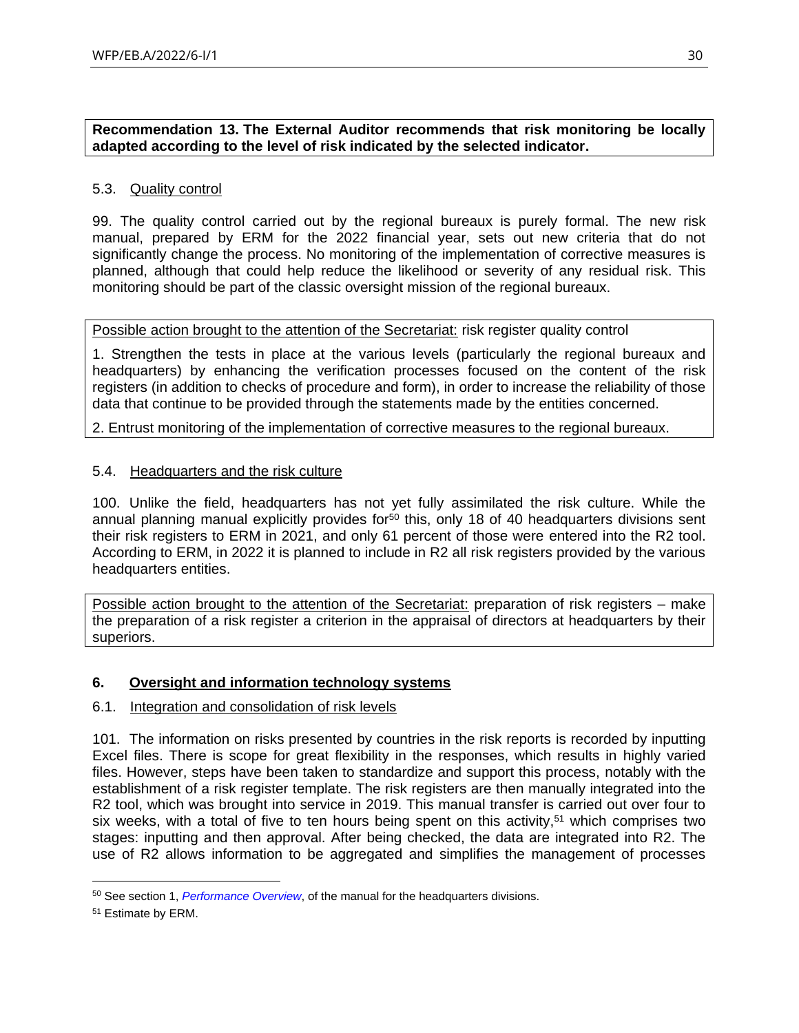**Recommendation 13. The External Auditor recommends that risk monitoring be locally adapted according to the level of risk indicated by the selected indicator.**

### 5.3. Quality control

99. The quality control carried out by the regional bureaux is purely formal. The new risk manual, prepared by ERM for the 2022 financial year, sets out new criteria that do not significantly change the process. No monitoring of the implementation of corrective measures is planned, although that could help reduce the likelihood or severity of any residual risk. This monitoring should be part of the classic oversight mission of the regional bureaux.

Possible action brought to the attention of the Secretariat: risk register quality control

1. Strengthen the tests in place at the various levels (particularly the regional bureaux and headquarters) by enhancing the verification processes focused on the content of the risk registers (in addition to checks of procedure and form), in order to increase the reliability of those data that continue to be provided through the statements made by the entities concerned.
2. Entrust monitoring of the implementation of corrective measures to the regional bureaux.

### 5.4. Headquarters and the risk culture

100. Unlike the field, headquarters has not yet fully assimilated the risk culture. While the annual planning manual explicitly provides for[50] this, only 18 of 40 headquarters divisions sent their risk registers to ERM in 2021, and only 61 percent of those were entered into the R2 tool. According to ERM, in 2022 it is planned to include in R2 all risk registers provided by the various headquarters entities.

Possible action brought to the attention of the Secretariat: preparation of risk registers – make the preparation of a risk register a criterion in the appraisal of directors at headquarters by their superiors.

## 6. Oversight and information technology systems

### 6.1. Integration and consolidation of risk levels

101. The information on risks presented by countries in the risk reports is recorded by inputting Excel files. There is scope for great flexibility in the responses, which results in highly varied files. However, steps have been taken to standardize and support this process, notably with the establishment of a risk register template. The risk registers are then manually integrated into the R2 tool, which was brought into service in 2019. This manual transfer is carried out over four to six weeks, with a total of five to ten hours being spent on this activity,[51] which comprises two stages: inputting and then approval. After being checked, the data are integrated into R2. The use of R2 allows information to be aggregated and simplifies the management of processes

---

[50] See section 1, *Performance Overview*, of the manual for the headquarters divisions.

[51] Estimate by ERM.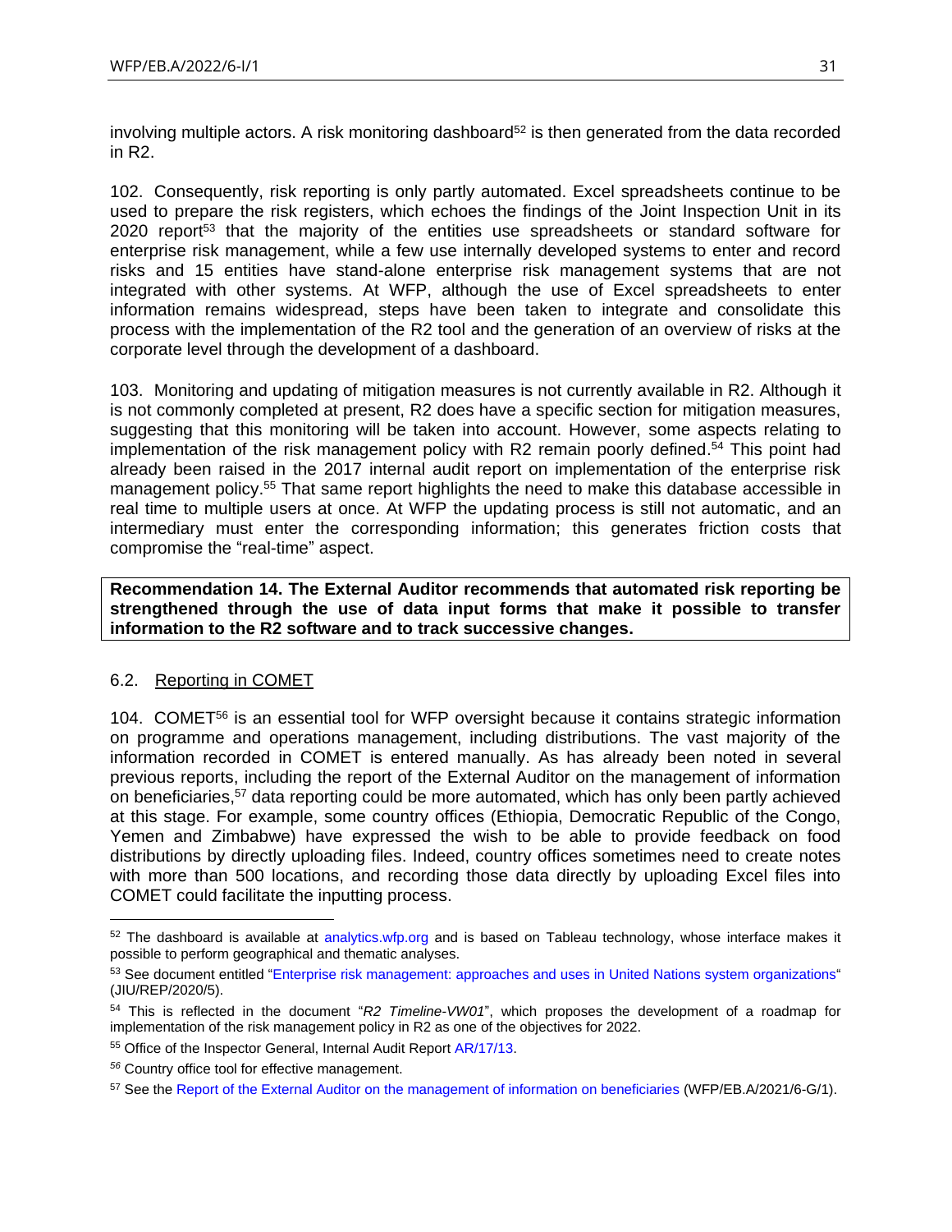involving multiple actors. A risk monitoring dashboard[52] is then generated from the data recorded in R2.

102. Consequently, risk reporting is only partly automated. Excel spreadsheets continue to be used to prepare the risk registers, which echoes the findings of the Joint Inspection Unit in its 2020 report[53] that the majority of the entities use spreadsheets or standard software for enterprise risk management, while a few use internally developed systems to enter and record risks and 15 entities have stand-alone enterprise risk management systems that are not integrated with other systems. At WFP, although the use of Excel spreadsheets to enter information remains widespread, steps have been taken to integrate and consolidate this process with the implementation of the R2 tool and the generation of an overview of risks at the corporate level through the development of a dashboard.

103. Monitoring and updating of mitigation measures is not currently available in R2. Although it is not commonly completed at present, R2 does have a specific section for mitigation measures, suggesting that this monitoring will be taken into account. However, some aspects relating to implementation of the risk management policy with R2 remain poorly defined.[54] This point had already been raised in the 2017 internal audit report on implementation of the enterprise risk management policy.[55] That same report highlights the need to make this database accessible in real time to multiple users at once. At WFP the updating process is still not automatic, and an intermediary must enter the corresponding information; this generates friction costs that compromise the "real-time" aspect.

**Recommendation 14. The External Auditor recommends that automated risk reporting be strengthened through the use of data input forms that make it possible to transfer information to the R2 software and to track successive changes.**

### 6.2. Reporting in COMET

104. COMET[56] is an essential tool for WFP oversight because it contains strategic information on programme and operations management, including distributions. The vast majority of the information recorded in COMET is entered manually. As has already been noted in several previous reports, including the report of the External Auditor on the management of information on beneficiaries,[57] data reporting could be more automated, which has only been partly achieved at this stage. For example, some country offices (Ethiopia, Democratic Republic of the Congo, Yemen and Zimbabwe) have expressed the wish to be able to provide feedback on food distributions by directly uploading files. Indeed, country offices sometimes need to create notes with more than 500 locations, and recording those data directly by uploading Excel files into COMET could facilitate the inputting process.

---

[52] The dashboard is available at analytics.wfp.org and is based on Tableau technology, whose interface makes it possible to perform geographical and thematic analyses.

[53] See document entitled "Enterprise risk management: approaches and uses in United Nations system organizations" (JIU/REP/2020/5).

[54] This is reflected in the document "*R2 Timeline-VW01*", which proposes the development of a roadmap for implementation of the risk management policy in R2 as one of the objectives for 2022.

[55] Office of the Inspector General, Internal Audit Report AR/17/13.

[56] Country office tool for effective management.

[57] See the Report of the External Auditor on the management of information on beneficiaries (WFP/EB.A/2021/6-G/1).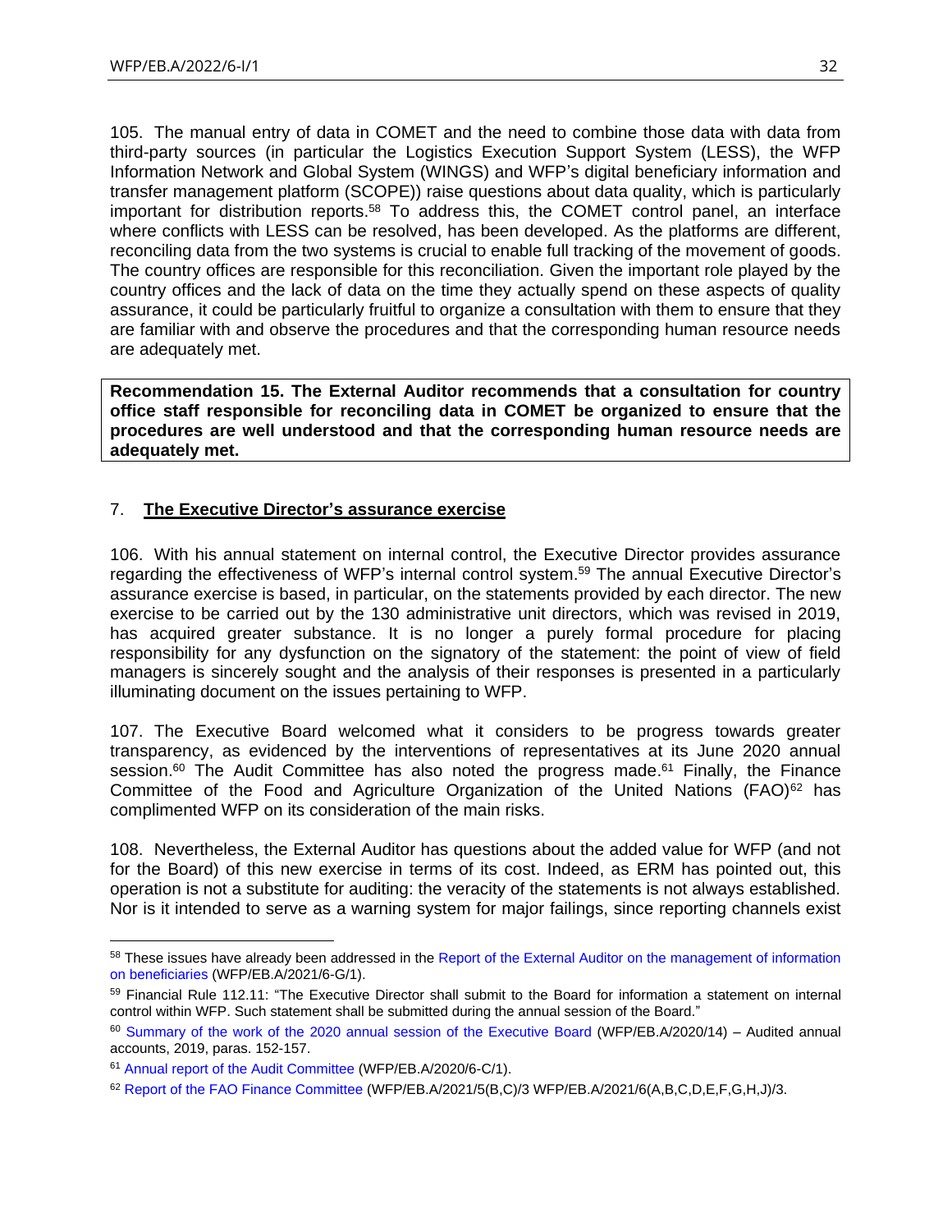105. The manual entry of data in COMET and the need to combine those data with data from third-party sources (in particular the Logistics Execution Support System (LESS), the WFP Information Network and Global System (WINGS) and WFP's digital beneficiary information and transfer management platform (SCOPE)) raise questions about data quality, which is particularly important for distribution reports.[58] To address this, the COMET control panel, an interface where conflicts with LESS can be resolved, has been developed. As the platforms are different, reconciling data from the two systems is crucial to enable full tracking of the movement of goods. The country offices are responsible for this reconciliation. Given the important role played by the country offices and the lack of data on the time they actually spend on these aspects of quality assurance, it could be particularly fruitful to organize a consultation with them to ensure that they are familiar with and observe the procedures and that the corresponding human resource needs are adequately met.

**Recommendation 15. The External Auditor recommends that a consultation for country office staff responsible for reconciling data in COMET be organized to ensure that the procedures are well understood and that the corresponding human resource needs are adequately met.**

## 7. The Executive Director's assurance exercise

106. With his annual statement on internal control, the Executive Director provides assurance regarding the effectiveness of WFP's internal control system.[59] The annual Executive Director's assurance exercise is based, in particular, on the statements provided by each director. The new exercise to be carried out by the 130 administrative unit directors, which was revised in 2019, has acquired greater substance. It is no longer a purely formal procedure for placing responsibility for any dysfunction on the signatory of the statement: the point of view of field managers is sincerely sought and the analysis of their responses is presented in a particularly illuminating document on the issues pertaining to WFP.

107. The Executive Board welcomed what it considers to be progress towards greater transparency, as evidenced by the interventions of representatives at its June 2020 annual session.[60] The Audit Committee has also noted the progress made.[61] Finally, the Finance Committee of the Food and Agriculture Organization of the United Nations (FAO)[62] has complimented WFP on its consideration of the main risks.

108. Nevertheless, the External Auditor has questions about the added value for WFP (and not for the Board) of this new exercise in terms of its cost. Indeed, as ERM has pointed out, this operation is not a substitute for auditing: the veracity of the statements is not always established. Nor is it intended to serve as a warning system for major failings, since reporting channels exist

---

[58] These issues have already been addressed in the Report of the External Auditor on the management of information on beneficiaries (WFP/EB.A/2021/6-G/1).

[59] Financial Rule 112.11: "The Executive Director shall submit to the Board for information a statement on internal control within WFP. Such statement shall be submitted during the annual session of the Board."

[60] Summary of the work of the 2020 annual session of the Executive Board (WFP/EB.A/2020/14) – Audited annual accounts, 2019, paras. 152-157.

[61] Annual report of the Audit Committee (WFP/EB.A/2020/6-C/1).

[62] Report of the FAO Finance Committee (WFP/EB.A/2021/5(B,C)/3 WFP/EB.A/2021/6(A,B,C,D,E,F,G,H,J)/3.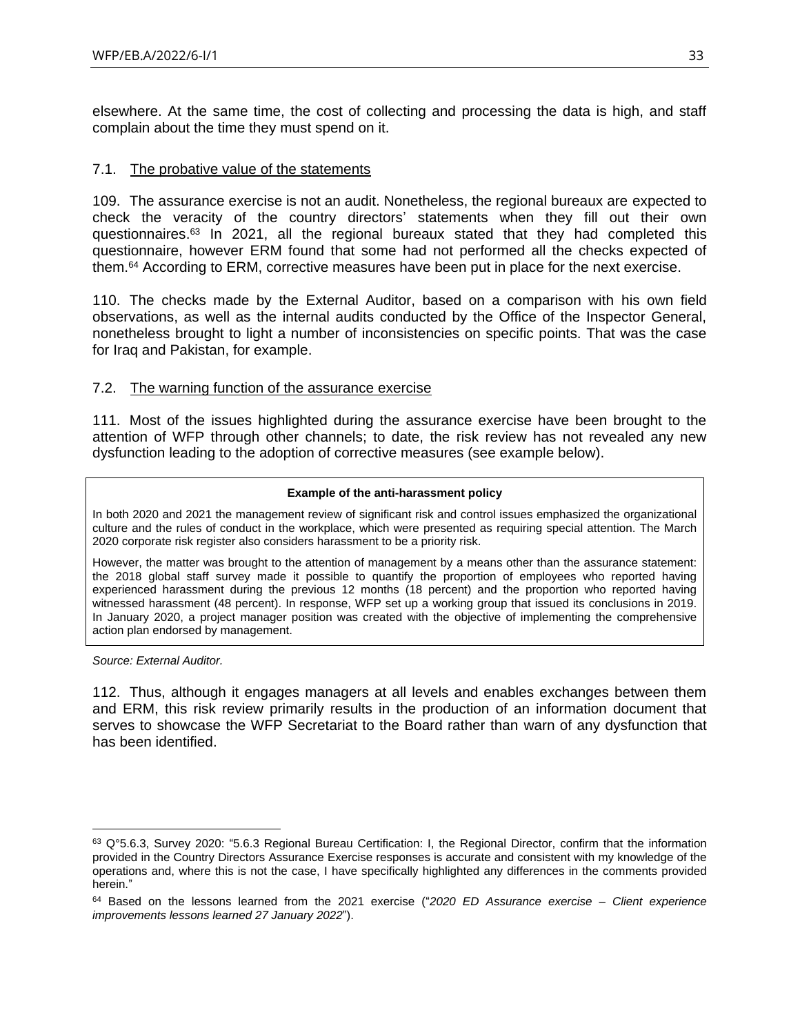elsewhere. At the same time, the cost of collecting and processing the data is high, and staff complain about the time they must spend on it.

### 7.1. The probative value of the statements

109. The assurance exercise is not an audit. Nonetheless, the regional bureaux are expected to check the veracity of the country directors' statements when they fill out their own questionnaires.[63] In 2021, all the regional bureaux stated that they had completed this questionnaire, however ERM found that some had not performed all the checks expected of them.[64] According to ERM, corrective measures have been put in place for the next exercise.

110. The checks made by the External Auditor, based on a comparison with his own field observations, as well as the internal audits conducted by the Office of the Inspector General, nonetheless brought to light a number of inconsistencies on specific points. That was the case for Iraq and Pakistan, for example.

### 7.2. The warning function of the assurance exercise

111. Most of the issues highlighted during the assurance exercise have been brought to the attention of WFP through other channels; to date, the risk review has not revealed any new dysfunction leading to the adoption of corrective measures (see example below).

| **Example of the anti-harassment policy** |
|---|
| In both 2020 and 2021 the management review of significant risk and control issues emphasized the organizational culture and the rules of conduct in the workplace, which were presented as requiring special attention. The March 2020 corporate risk register also considers harassment to be a priority risk.<br><br>However, the matter was brought to the attention of management by a means other than the assurance statement: the 2018 global staff survey made it possible to quantify the proportion of employees who reported having experienced harassment during the previous 12 months (18 percent) and the proportion who reported having witnessed harassment (48 percent). In response, WFP set up a working group that issued its conclusions in 2019. In January 2020, a project manager position was created with the objective of implementing the comprehensive action plan endorsed by management. |

*Source: External Auditor.*

112. Thus, although it engages managers at all levels and enables exchanges between them and ERM, this risk review primarily results in the production of an information document that serves to showcase the WFP Secretariat to the Board rather than warn of any dysfunction that has been identified.

---

[63] Q°5.6.3, Survey 2020: "5.6.3 Regional Bureau Certification: I, the Regional Director, confirm that the information provided in the Country Directors Assurance Exercise responses is accurate and consistent with my knowledge of the operations and, where this is not the case, I have specifically highlighted any differences in the comments provided herein."

[64] Based on the lessons learned from the 2021 exercise ("*2020 ED Assurance exercise – Client experience improvements lessons learned 27 January 2022*").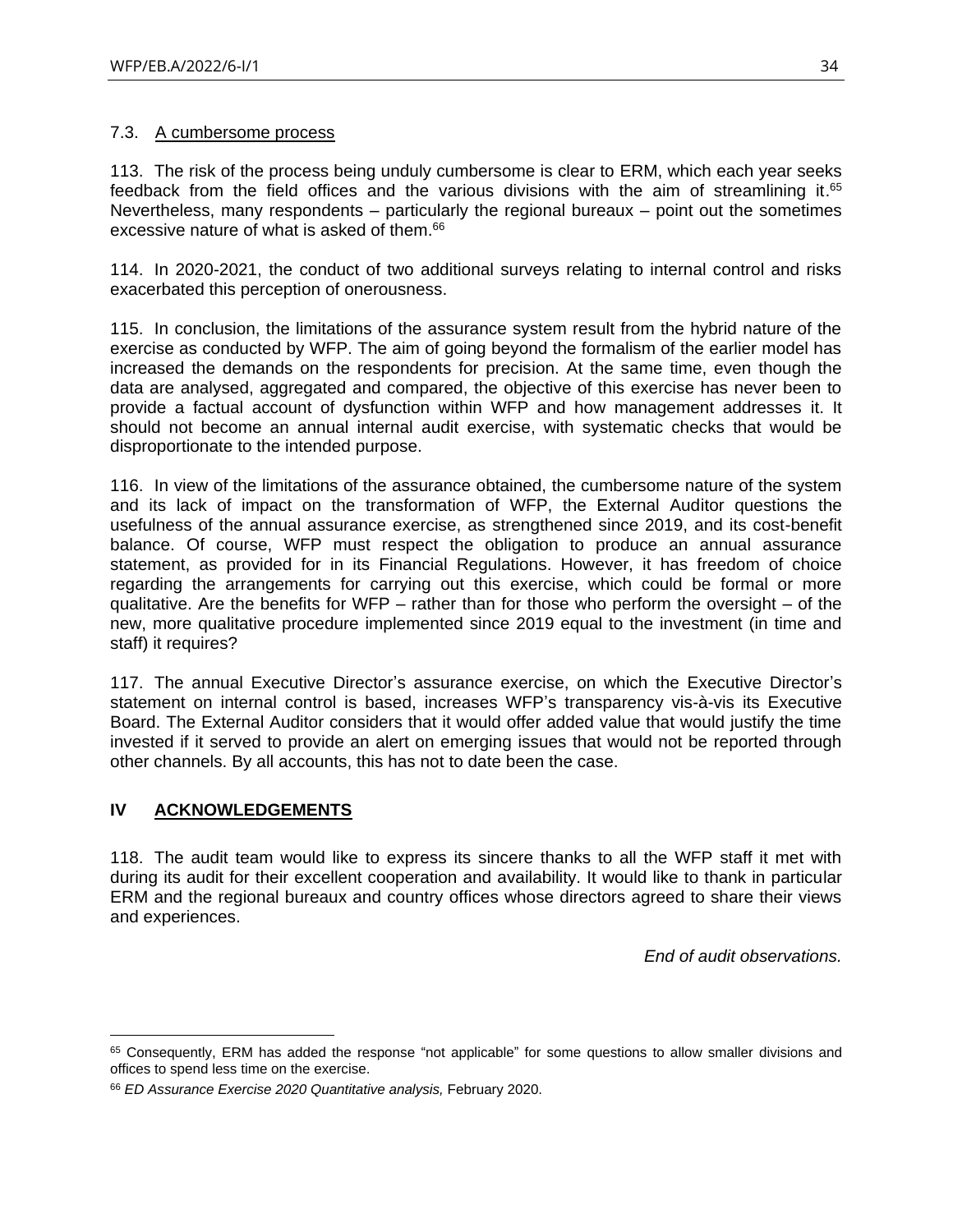### 7.3. A cumbersome process

113. The risk of the process being unduly cumbersome is clear to ERM, which each year seeks feedback from the field offices and the various divisions with the aim of streamlining it.[65] Nevertheless, many respondents – particularly the regional bureaux – point out the sometimes excessive nature of what is asked of them.[66]

114. In 2020-2021, the conduct of two additional surveys relating to internal control and risks exacerbated this perception of onerousness.

115. In conclusion, the limitations of the assurance system result from the hybrid nature of the exercise as conducted by WFP. The aim of going beyond the formalism of the earlier model has increased the demands on the respondents for precision. At the same time, even though the data are analysed, aggregated and compared, the objective of this exercise has never been to provide a factual account of dysfunction within WFP and how management addresses it. It should not become an annual internal audit exercise, with systematic checks that would be disproportionate to the intended purpose.

116. In view of the limitations of the assurance obtained, the cumbersome nature of the system and its lack of impact on the transformation of WFP, the External Auditor questions the usefulness of the annual assurance exercise, as strengthened since 2019, and its cost-benefit balance. Of course, WFP must respect the obligation to produce an annual assurance statement, as provided for in its Financial Regulations. However, it has freedom of choice regarding the arrangements for carrying out this exercise, which could be formal or more qualitative. Are the benefits for WFP – rather than for those who perform the oversight – of the new, more qualitative procedure implemented since 2019 equal to the investment (in time and staff) it requires?

117. The annual Executive Director's assurance exercise, on which the Executive Director's statement on internal control is based, increases WFP's transparency vis-à-vis its Executive Board. The External Auditor considers that it would offer added value that would justify the time invested if it served to provide an alert on emerging issues that would not be reported through other channels. By all accounts, this has not to date been the case.

## IV ACKNOWLEDGEMENTS

118. The audit team would like to express its sincere thanks to all the WFP staff it met with during its audit for their excellent cooperation and availability. It would like to thank in particular ERM and the regional bureaux and country offices whose directors agreed to share their views and experiences.

*End of audit observations.*

---

[65] Consequently, ERM has added the response "not applicable" for some questions to allow smaller divisions and offices to spend less time on the exercise.

[66] *ED Assurance Exercise 2020 Quantitative analysis,* February 2020.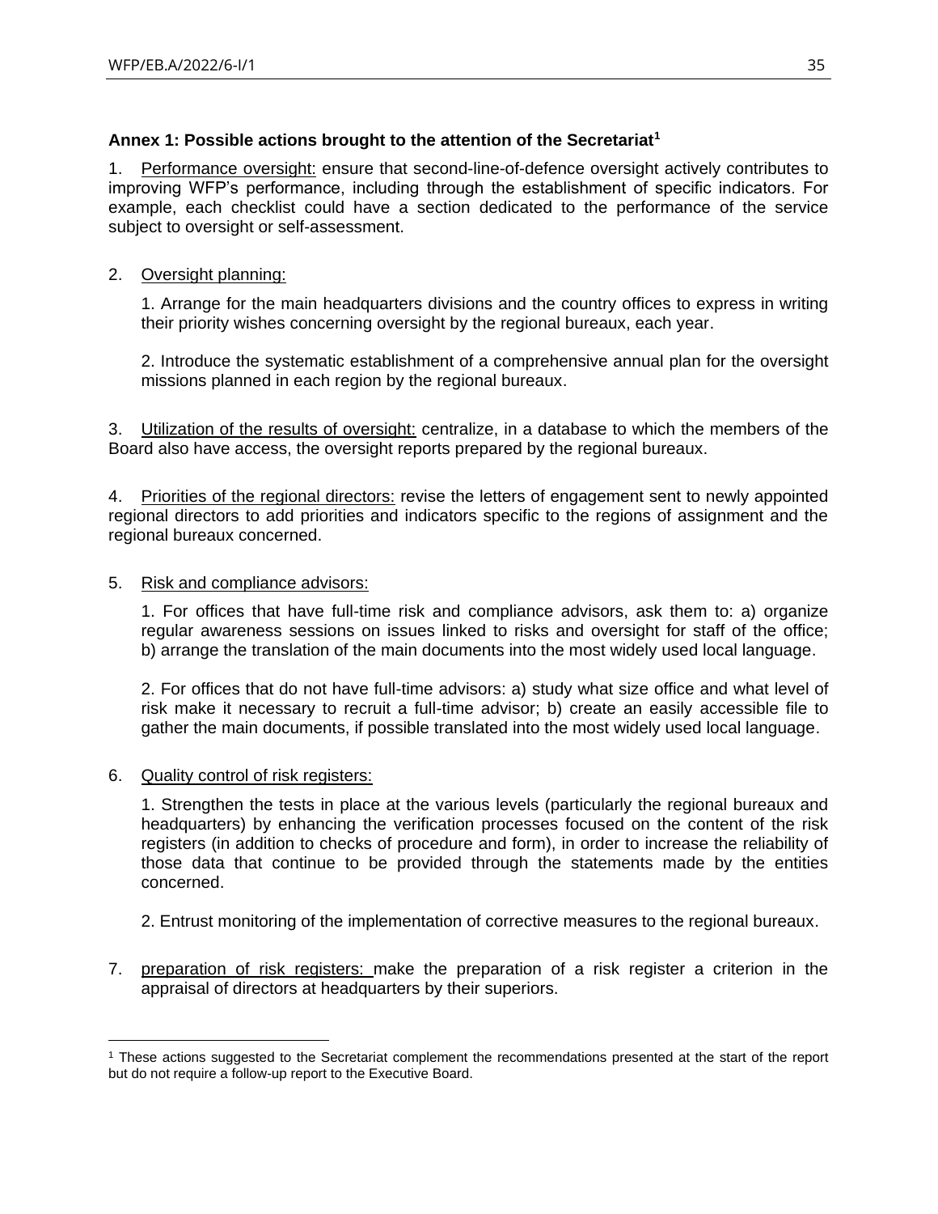**Annex 1: Possible actions brought to the attention of the Secretariat**[1]

1. Performance oversight: ensure that second-line-of-defence oversight actively contributes to improving WFP's performance, including through the establishment of specific indicators. For example, each checklist could have a section dedicated to the performance of the service subject to oversight or self-assessment.

2. Oversight planning:

   1. Arrange for the main headquarters divisions and the country offices to express in writing their priority wishes concerning oversight by the regional bureaux, each year.

   2. Introduce the systematic establishment of a comprehensive annual plan for the oversight missions planned in each region by the regional bureaux.

3. Utilization of the results of oversight: centralize, in a database to which the members of the Board also have access, the oversight reports prepared by the regional bureaux.

4. Priorities of the regional directors: revise the letters of engagement sent to newly appointed regional directors to add priorities and indicators specific to the regions of assignment and the regional bureaux concerned.

5. Risk and compliance advisors:

   1. For offices that have full-time risk and compliance advisors, ask them to: a) organize regular awareness sessions on issues linked to risks and oversight for staff of the office; b) arrange the translation of the main documents into the most widely used local language.

   2. For offices that do not have full-time advisors: a) study what size office and what level of risk make it necessary to recruit a full-time advisor; b) create an easily accessible file to gather the main documents, if possible translated into the most widely used local language.

6. Quality control of risk registers:

   1. Strengthen the tests in place at the various levels (particularly the regional bureaux and headquarters) by enhancing the verification processes focused on the content of the risk registers (in addition to checks of procedure and form), in order to increase the reliability of those data that continue to be provided through the statements made by the entities concerned.

   2. Entrust monitoring of the implementation of corrective measures to the regional bureaux.

7. preparation of risk registers: make the preparation of a risk register a criterion in the appraisal of directors at headquarters by their superiors.

---

[1] These actions suggested to the Secretariat complement the recommendations presented at the start of the report but do not require a follow-up report to the Executive Board.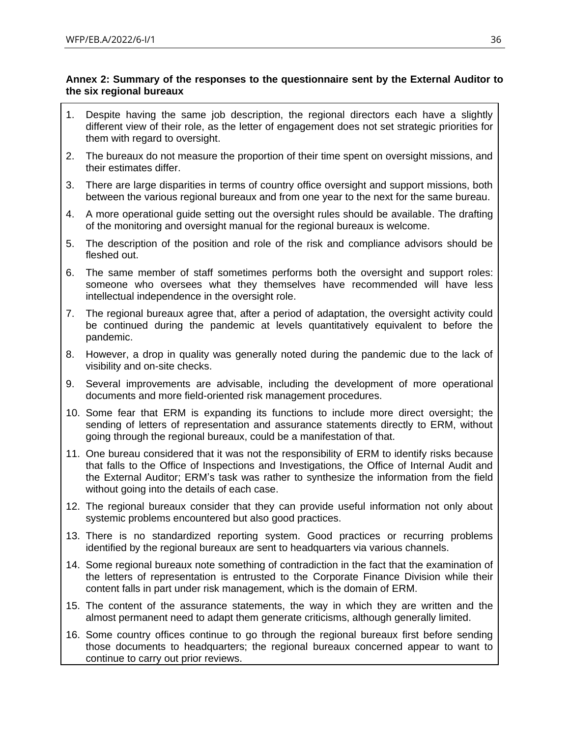**Annex 2: Summary of the responses to the questionnaire sent by the External Auditor to the six regional bureaux**

1. Despite having the same job description, the regional directors each have a slightly different view of their role, as the letter of engagement does not set strategic priorities for them with regard to oversight.
2. The bureaux do not measure the proportion of their time spent on oversight missions, and their estimates differ.
3. There are large disparities in terms of country office oversight and support missions, both between the various regional bureaux and from one year to the next for the same bureau.
4. A more operational guide setting out the oversight rules should be available. The drafting of the monitoring and oversight manual for the regional bureaux is welcome.
5. The description of the position and role of the risk and compliance advisors should be fleshed out.
6. The same member of staff sometimes performs both the oversight and support roles: someone who oversees what they themselves have recommended will have less intellectual independence in the oversight role.
7. The regional bureaux agree that, after a period of adaptation, the oversight activity could be continued during the pandemic at levels quantitatively equivalent to before the pandemic.
8. However, a drop in quality was generally noted during the pandemic due to the lack of visibility and on-site checks.
9. Several improvements are advisable, including the development of more operational documents and more field-oriented risk management procedures.
10. Some fear that ERM is expanding its functions to include more direct oversight; the sending of letters of representation and assurance statements directly to ERM, without going through the regional bureaux, could be a manifestation of that.
11. One bureau considered that it was not the responsibility of ERM to identify risks because that falls to the Office of Inspections and Investigations, the Office of Internal Audit and the External Auditor; ERM's task was rather to synthesize the information from the field without going into the details of each case.
12. The regional bureaux consider that they can provide useful information not only about systemic problems encountered but also good practices.
13. There is no standardized reporting system. Good practices or recurring problems identified by the regional bureaux are sent to headquarters via various channels.
14. Some regional bureaux note something of contradiction in the fact that the examination of the letters of representation is entrusted to the Corporate Finance Division while their content falls in part under risk management, which is the domain of ERM.
15. The content of the assurance statements, the way in which they are written and the almost permanent need to adapt them generate criticisms, although generally limited.
16. Some country offices continue to go through the regional bureaux first before sending those documents to headquarters; the regional bureaux concerned appear to want to continue to carry out prior reviews.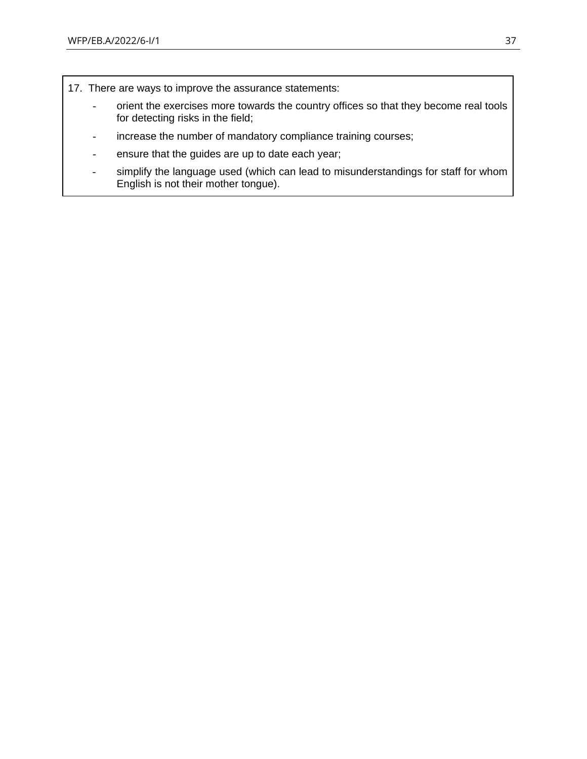17. There are ways to improve the assurance statements:

- orient the exercises more towards the country offices so that they become real tools for detecting risks in the field;
- increase the number of mandatory compliance training courses;
- ensure that the guides are up to date each year;
- simplify the language used (which can lead to misunderstandings for staff for whom English is not their mother tongue).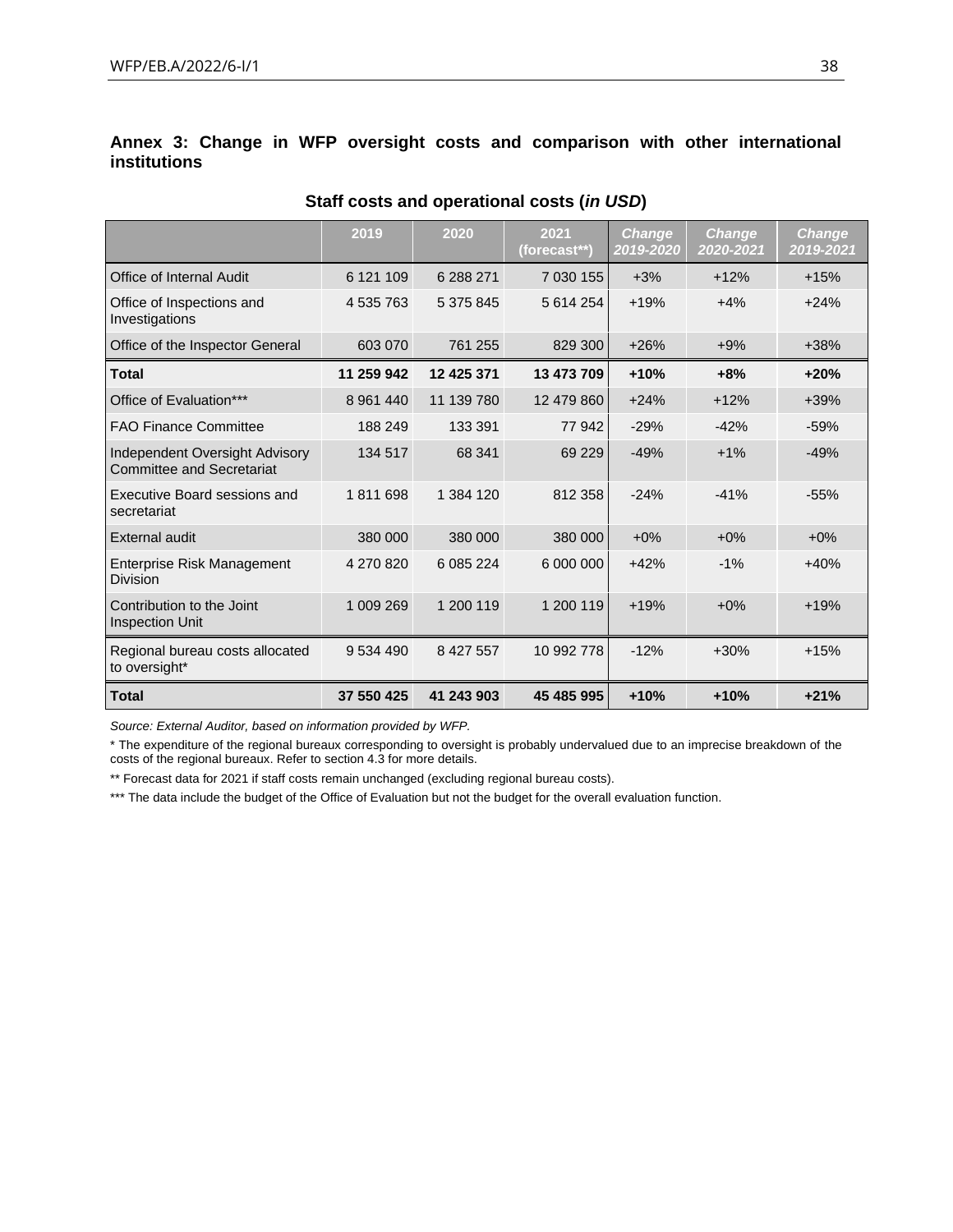## Annex 3: Change in WFP oversight costs and comparison with other international institutions

**Staff costs and operational costs (*in USD*)**

| | 2019 | 2020 | 2021 (forecast**) | *Change 2019-2020* | *Change 2020-2021* | *Change 2019-2021* |
|---|---|---|---|---|---|---|
| Office of Internal Audit | 6 121 109 | 6 288 271 | 7 030 155 | +3% | +12% | +15% |
| Office of Inspections and Investigations | 4 535 763 | 5 375 845 | 5 614 254 | +19% | +4% | +24% |
| Office of the Inspector General | 603 070 | 761 255 | 829 300 | +26% | +9% | +38% |
| **Total** | **11 259 942** | **12 425 371** | **13 473 709** | **+10%** | **+8%** | **+20%** |
| Office of Evaluation*** | 8 961 440 | 11 139 780 | 12 479 860 | +24% | +12% | +39% |
| FAO Finance Committee | 188 249 | 133 391 | 77 942 | -29% | -42% | -59% |
| Independent Oversight Advisory Committee and Secretariat | 134 517 | 68 341 | 69 229 | -49% | +1% | -49% |
| Executive Board sessions and secretariat | 1 811 698 | 1 384 120 | 812 358 | -24% | -41% | -55% |
| External audit | 380 000 | 380 000 | 380 000 | +0% | +0% | +0% |
| Enterprise Risk Management Division | 4 270 820 | 6 085 224 | 6 000 000 | +42% | -1% | +40% |
| Contribution to the Joint Inspection Unit | 1 009 269 | 1 200 119 | 1 200 119 | +19% | +0% | +19% |
| Regional bureau costs allocated to oversight* | 9 534 490 | 8 427 557 | 10 992 778 | -12% | +30% | +15% |
| **Total** | **37 550 425** | **41 243 903** | **45 485 995** | **+10%** | **+10%** | **+21%** |

*Source: External Auditor, based on information provided by WFP.*

* The expenditure of the regional bureaux corresponding to oversight is probably undervalued due to an imprecise breakdown of the costs of the regional bureaux. Refer to section 4.3 for more details.

** Forecast data for 2021 if staff costs remain unchanged (excluding regional bureau costs).

*** The data include the budget of the Office of Evaluation but not the budget for the overall evaluation function.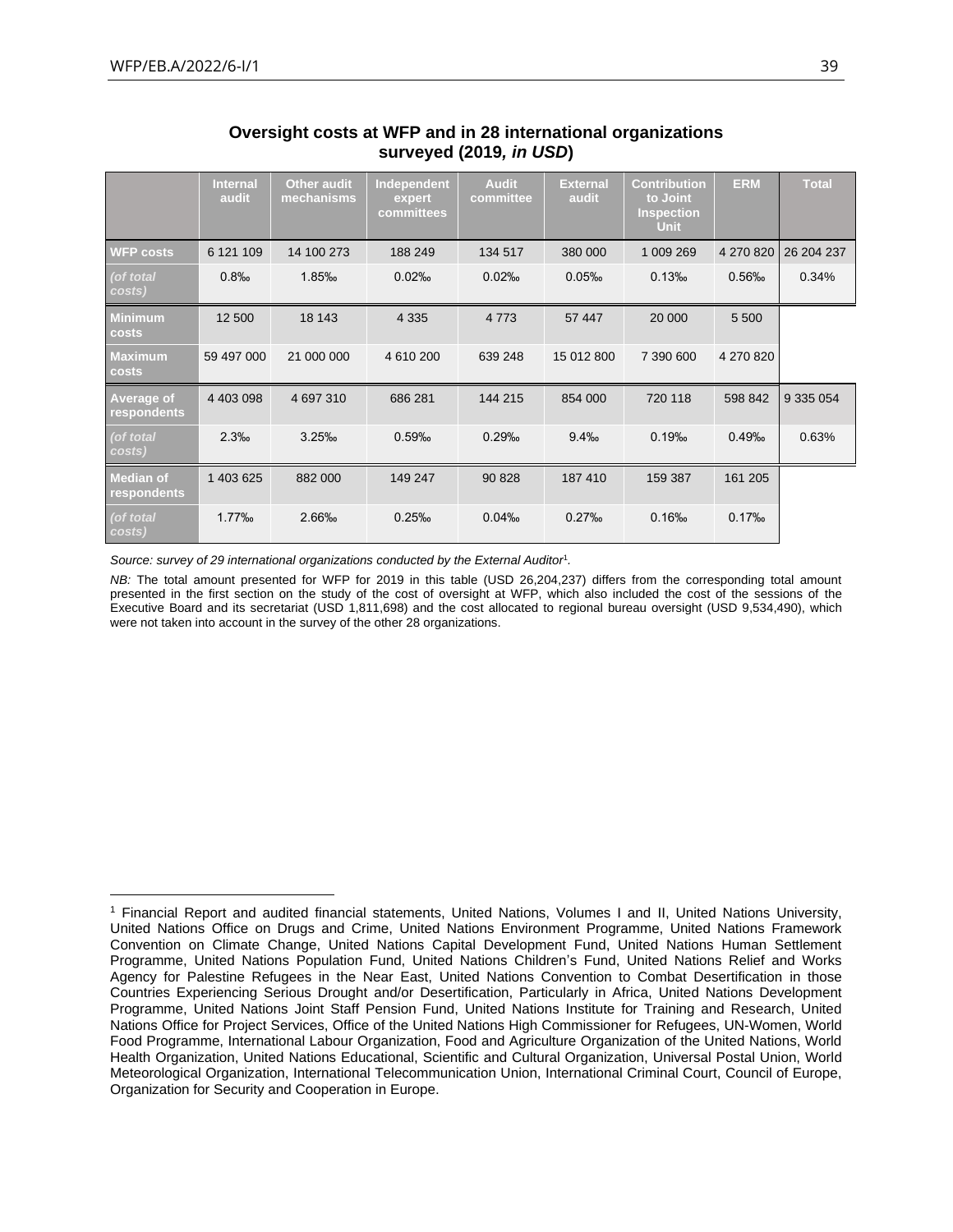## Oversight costs at WFP and in 28 international organizations surveyed (2019, *in USD*)

| | Internal audit | Other audit mechanisms | Independent expert committees | Audit committee | External audit | Contribution to Joint Inspection Unit | ERM | Total |
|---|---|---|---|---|---|---|---|---|
| **WFP costs** | 6 121 109 | 14 100 273 | 188 249 | 134 517 | 380 000 | 1 009 269 | 4 270 820 | 26 204 237 |
| *(of total costs)* | 0.8‰ | 1.85‰ | 0.02‰ | 0.02‰ | 0.05‰ | 0.13‰ | 0.56‰ | 0.34% |
| **Minimum costs** | 12 500 | 18 143 | 4 335 | 4 773 | 57 447 | 20 000 | 5 500 | |
| **Maximum costs** | 59 497 000 | 21 000 000 | 4 610 200 | 639 248 | 15 012 800 | 7 390 600 | 4 270 820 | |
| **Average of respondents** | 4 403 098 | 4 697 310 | 686 281 | 144 215 | 854 000 | 720 118 | 598 842 | 9 335 054 |
| *(of total costs)* | 2.3‰ | 3.25‰ | 0.59‰ | 0.29‰ | 9.4‰ | 0.19‰ | 0.49‰ | 0.63% |
| **Median of respondents** | 1 403 625 | 882 000 | 149 247 | 90 828 | 187 410 | 159 387 | 161 205 | |
| *(of total costs)* | 1.77‰ | 2.66‰ | 0.25‰ | 0.04‰ | 0.27‰ | 0.16‰ | 0.17‰ | |

*Source: survey of 29 international organizations conducted by the External Auditor*[1].

*NB:* The total amount presented for WFP for 2019 in this table (USD 26,204,237) differs from the corresponding total amount presented in the first section on the study of the cost of oversight at WFP, which also included the cost of the sessions of the Executive Board and its secretariat (USD 1,811,698) and the cost allocated to regional bureau oversight (USD 9,534,490), which were not taken into account in the survey of the other 28 organizations.

[1] Financial Report and audited financial statements, United Nations, Volumes I and II, United Nations University, United Nations Office on Drugs and Crime, United Nations Environment Programme, United Nations Framework Convention on Climate Change, United Nations Capital Development Fund, United Nations Human Settlement Programme, United Nations Population Fund, United Nations Children's Fund, United Nations Relief and Works Agency for Palestine Refugees in the Near East, United Nations Convention to Combat Desertification in those Countries Experiencing Serious Drought and/or Desertification, Particularly in Africa, United Nations Development Programme, United Nations Joint Staff Pension Fund, United Nations Institute for Training and Research, United Nations Office for Project Services, Office of the United Nations High Commissioner for Refugees, UN-Women, World Food Programme, International Labour Organization, Food and Agriculture Organization of the United Nations, World Health Organization, United Nations Educational, Scientific and Cultural Organization, Universal Postal Union, World Meteorological Organization, International Telecommunication Union, International Criminal Court, Council of Europe, Organization for Security and Cooperation in Europe.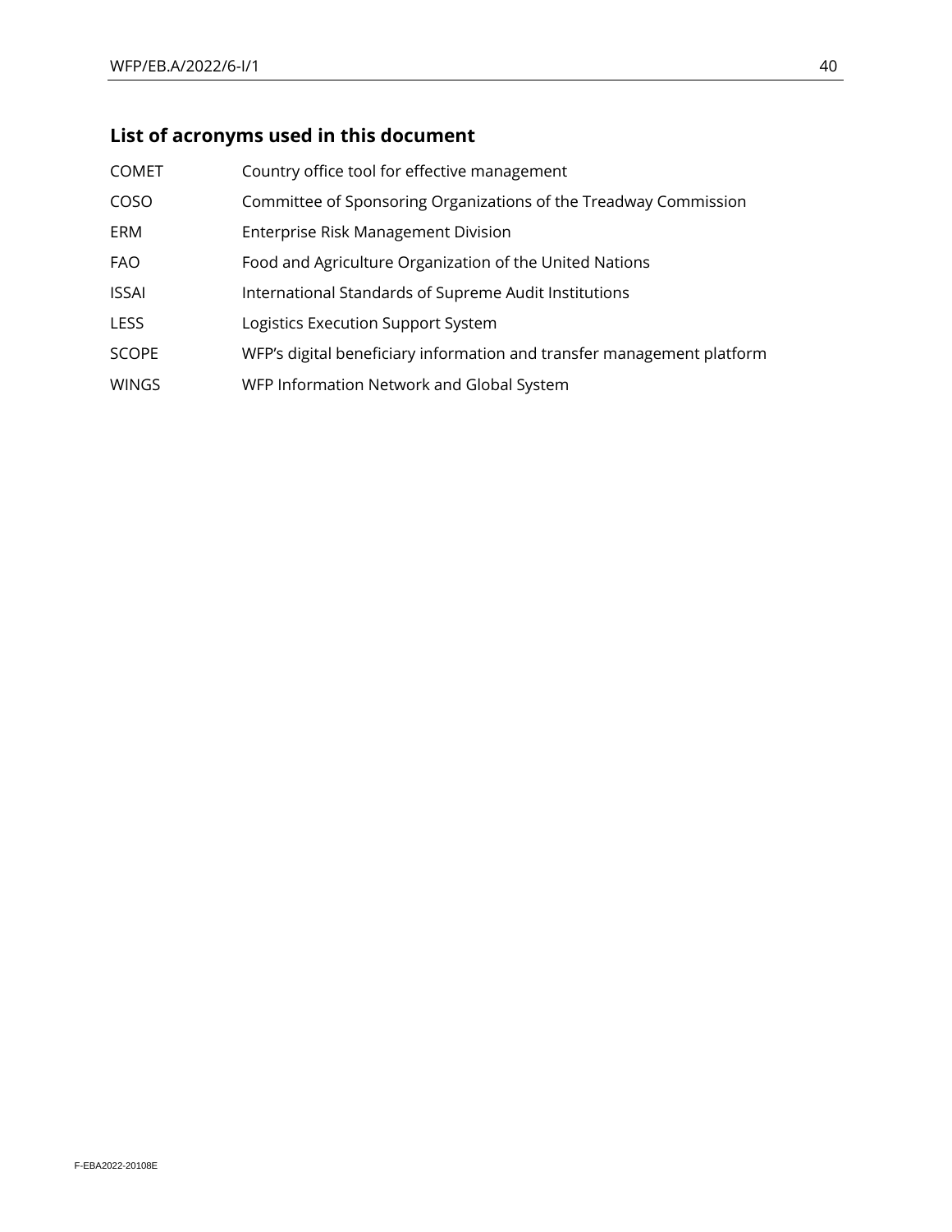## List of acronyms used in this document

| | |
|---|---|
| COMET | Country office tool for effective management |
| COSO | Committee of Sponsoring Organizations of the Treadway Commission |
| ERM | Enterprise Risk Management Division |
| FAO | Food and Agriculture Organization of the United Nations |
| ISSAI | International Standards of Supreme Audit Institutions |
| LESS | Logistics Execution Support System |
| SCOPE | WFP's digital beneficiary information and transfer management platform |
| WINGS | WFP Information Network and Global System |

F-EBA2022-20108E